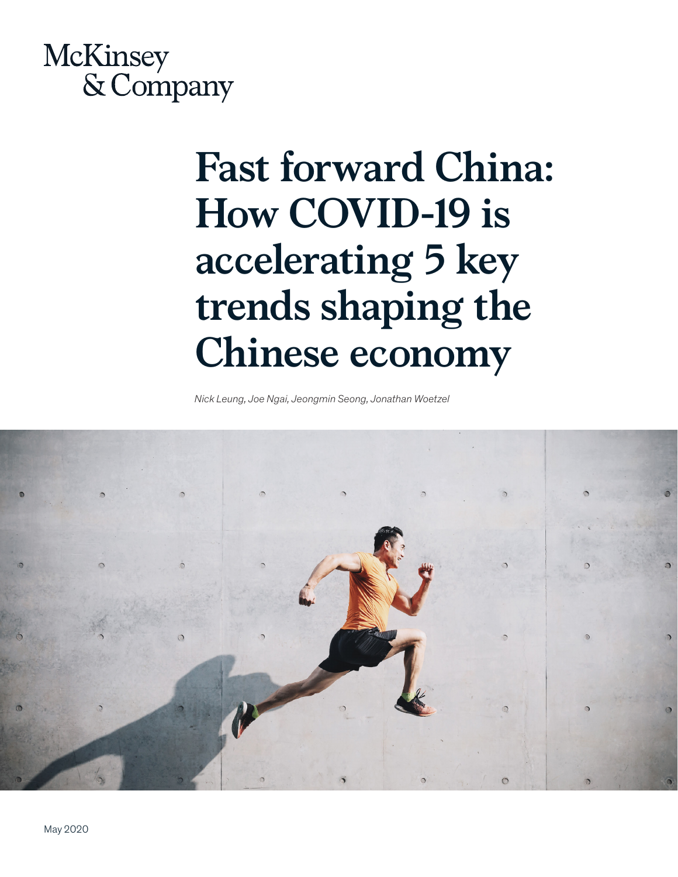McKinsey & Company

# Fast forward China: How COVID-19 is accelerating 5 key trends shaping the Chinese economy

*Nick Leung, Joe Ngai, Jeongmin Seong, Jonathan Woetzel*

May 2020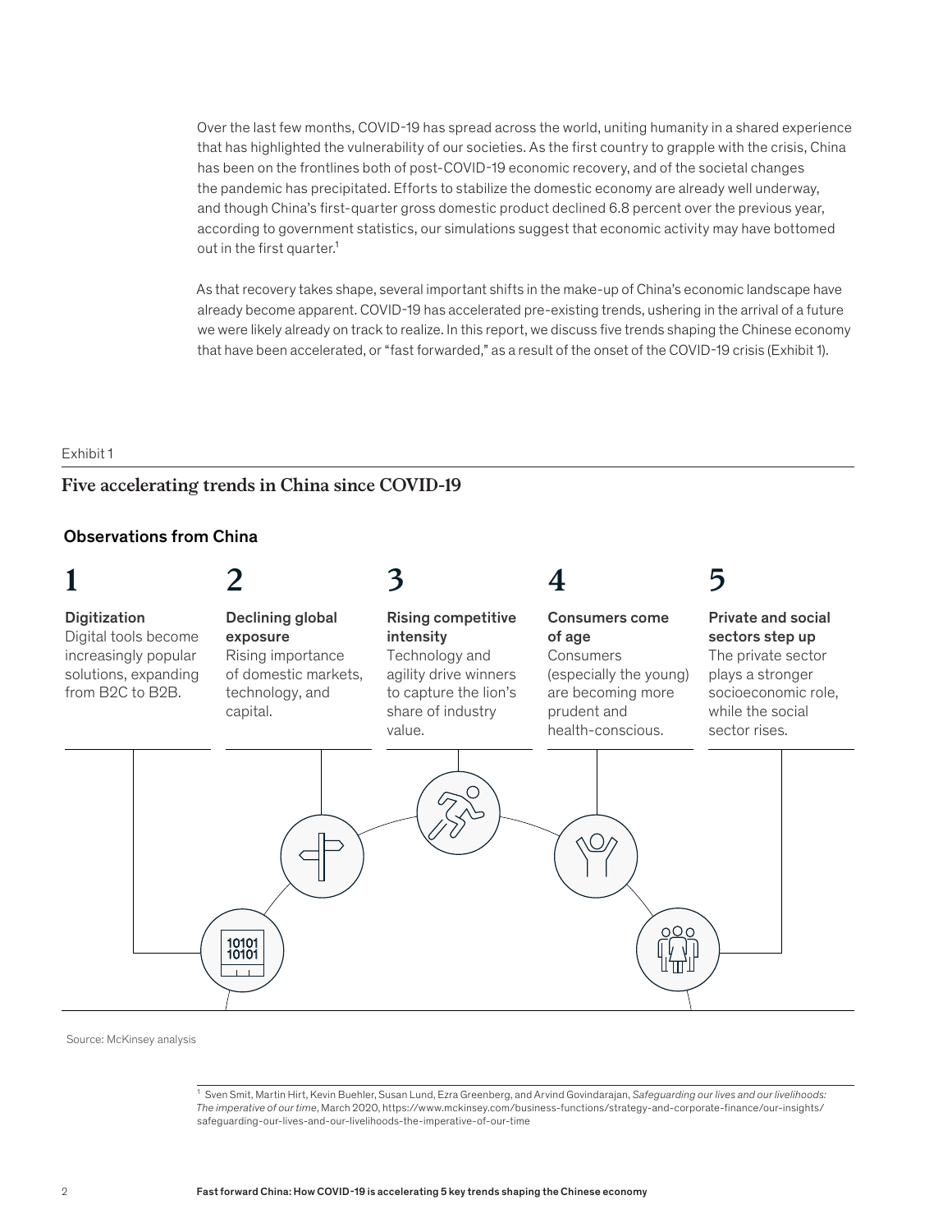Over the last few months, COVID-19 has spread across the world, uniting humanity in a shared experience that has highlighted the vulnerability of our societies. As the first country to grapple with the crisis, China has been on the frontlines both of post-COVID-19 economic recovery, and of the societal changes the pandemic has precipitated. Efforts to stabilize the domestic economy are already well underway, and though China's first-quarter gross domestic product declined 6.8 percent over the previous year, according to government statistics, our simulations suggest that economic activity may have bottomed out in the first quarter.[1]

As that recovery takes shape, several important shifts in the make-up of China's economic landscape have already become apparent. COVID-19 has accelerated pre-existing trends, ushering in the arrival of a future we were likely already on track to realize. In this report, we discuss five trends shaping the Chinese economy that have been accelerated, or "fast forwarded," as a result of the onset of the COVID-19 crisis (Exhibit 1).

Exhibit 1

## Five accelerating trends in China since COVID-19

### Observations from China

**1**
**Digitization**
Digital tools become increasingly popular solutions, expanding from B2C to B2B.

**2**
**Declining global exposure**
Rising importance of domestic markets, technology, and capital.

**3**
**Rising competitive intensity**
Technology and agility drive winners to capture the lion's share of industry value.

**4**
**Consumers come of age**
Consumers (especially the young) are becoming more prudent and health-conscious.

**5**
**Private and social sectors step up**
The private sector plays a stronger socioeconomic role, while the social sector rises.

Source: McKinsey analysis

[1] Sven Smit, Martin Hirt, Kevin Buehler, Susan Lund, Ezra Greenberg, and Arvind Govindarajan, *Safeguarding our lives and our livelihoods: The imperative of our time*, March 2020, https://www.mckinsey.com/business-functions/strategy-and-corporate-finance/our-insights/safeguarding-our-lives-and-our-livelihoods-the-imperative-of-our-time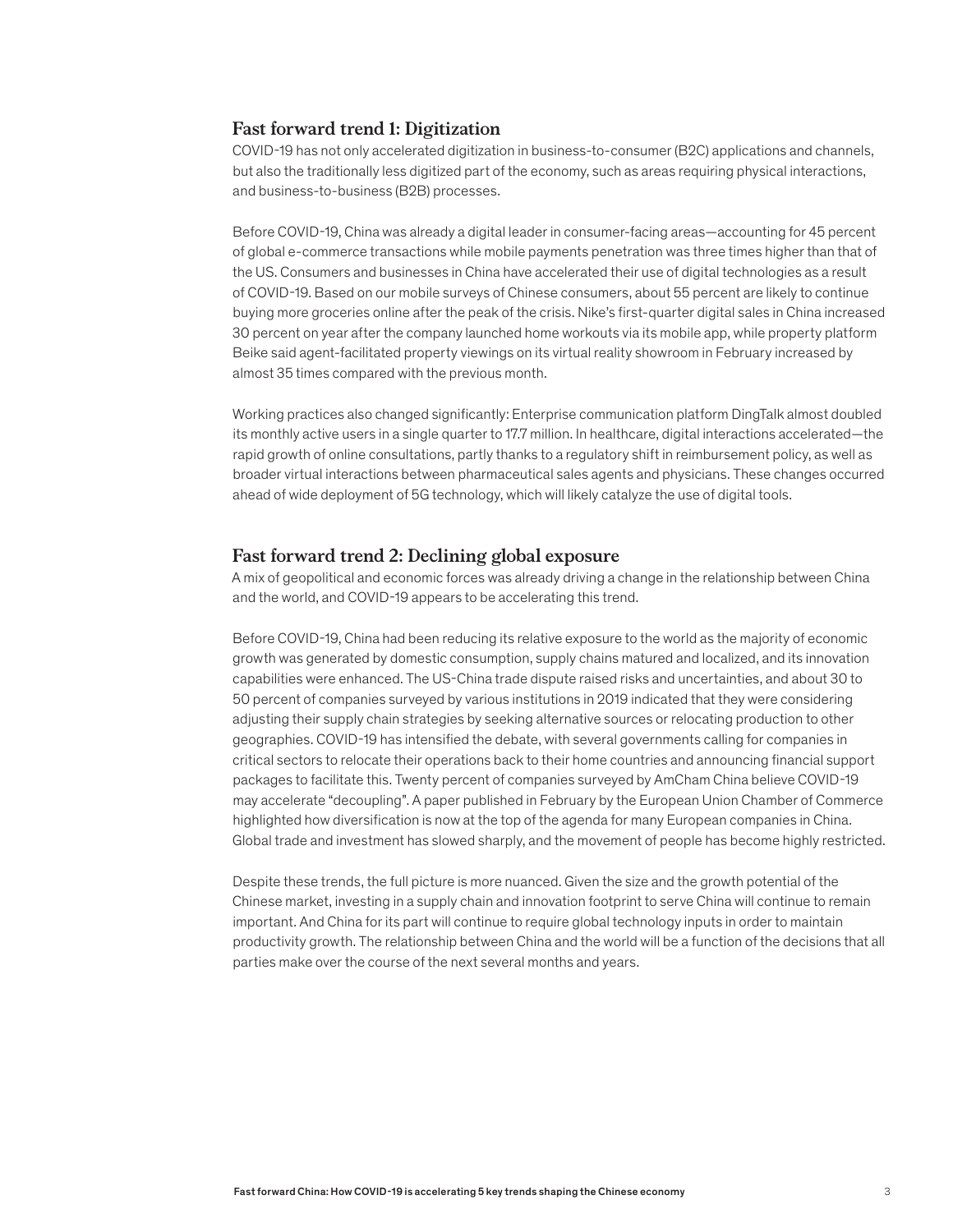## Fast forward trend 1: Digitization

COVID-19 has not only accelerated digitization in business-to-consumer (B2C) applications and channels, but also the traditionally less digitized part of the economy, such as areas requiring physical interactions, and business-to-business (B2B) processes.

Before COVID-19, China was already a digital leader in consumer-facing areas—accounting for 45 percent of global e-commerce transactions while mobile payments penetration was three times higher than that of the US. Consumers and businesses in China have accelerated their use of digital technologies as a result of COVID-19. Based on our mobile surveys of Chinese consumers, about 55 percent are likely to continue buying more groceries online after the peak of the crisis. Nike's first-quarter digital sales in China increased 30 percent on year after the company launched home workouts via its mobile app, while property platform Beike said agent-facilitated property viewings on its virtual reality showroom in February increased by almost 35 times compared with the previous month.

Working practices also changed significantly: Enterprise communication platform DingTalk almost doubled its monthly active users in a single quarter to 17.7 million. In healthcare, digital interactions accelerated—the rapid growth of online consultations, partly thanks to a regulatory shift in reimbursement policy, as well as broader virtual interactions between pharmaceutical sales agents and physicians. These changes occurred ahead of wide deployment of 5G technology, which will likely catalyze the use of digital tools.

## Fast forward trend 2: Declining global exposure

A mix of geopolitical and economic forces was already driving a change in the relationship between China and the world, and COVID-19 appears to be accelerating this trend.

Before COVID-19, China had been reducing its relative exposure to the world as the majority of economic growth was generated by domestic consumption, supply chains matured and localized, and its innovation capabilities were enhanced. The US-China trade dispute raised risks and uncertainties, and about 30 to 50 percent of companies surveyed by various institutions in 2019 indicated that they were considering adjusting their supply chain strategies by seeking alternative sources or relocating production to other geographies. COVID-19 has intensified the debate, with several governments calling for companies in critical sectors to relocate their operations back to their home countries and announcing financial support packages to facilitate this. Twenty percent of companies surveyed by AmCham China believe COVID-19 may accelerate "decoupling". A paper published in February by the European Union Chamber of Commerce highlighted how diversification is now at the top of the agenda for many European companies in China. Global trade and investment has slowed sharply, and the movement of people has become highly restricted.

Despite these trends, the full picture is more nuanced. Given the size and the growth potential of the Chinese market, investing in a supply chain and innovation footprint to serve China will continue to remain important. And China for its part will continue to require global technology inputs in order to maintain productivity growth. The relationship between China and the world will be a function of the decisions that all parties make over the course of the next several months and years.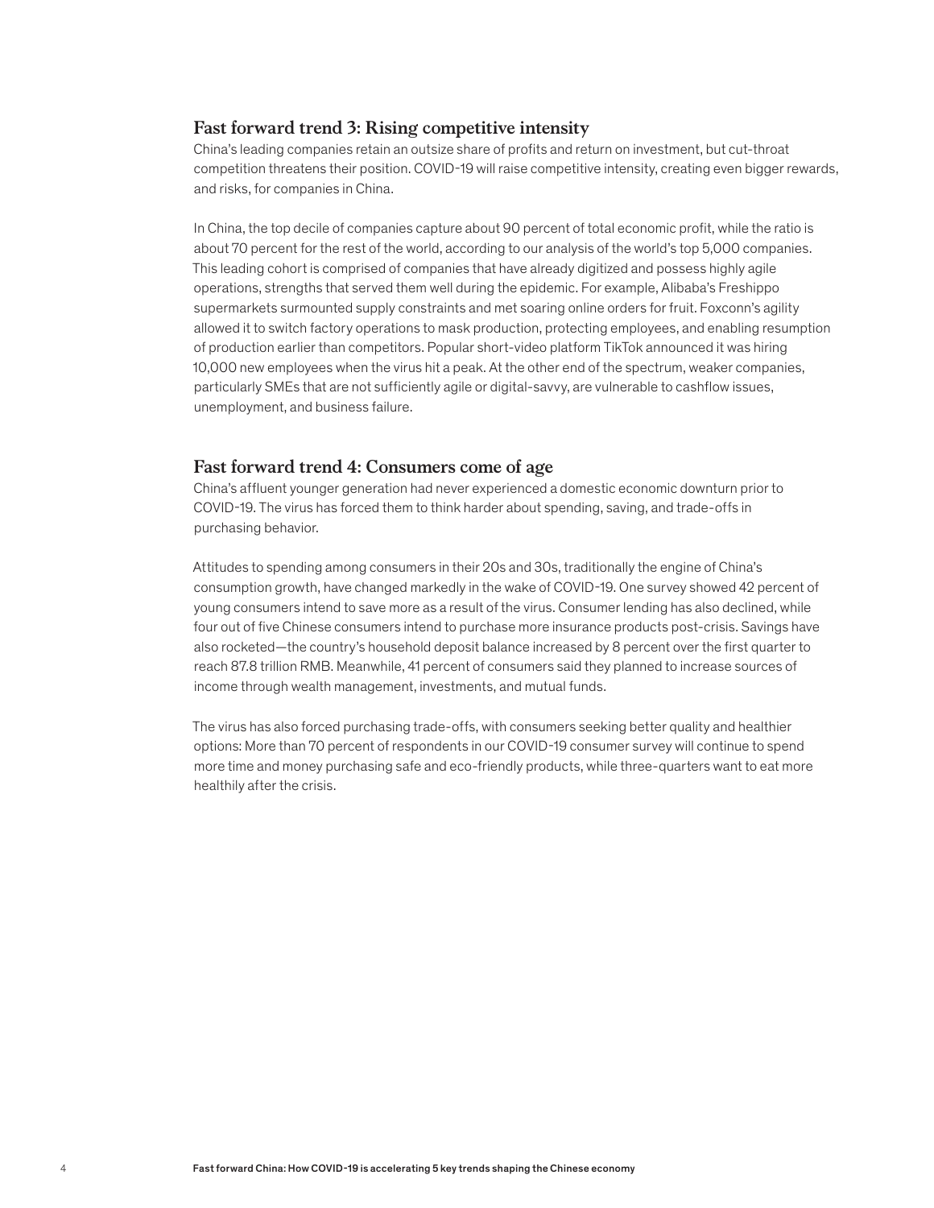## Fast forward trend 3: Rising competitive intensity

China's leading companies retain an outsize share of profits and return on investment, but cut-throat competition threatens their position. COVID-19 will raise competitive intensity, creating even bigger rewards, and risks, for companies in China.

In China, the top decile of companies capture about 90 percent of total economic profit, while the ratio is about 70 percent for the rest of the world, according to our analysis of the world's top 5,000 companies. This leading cohort is comprised of companies that have already digitized and possess highly agile operations, strengths that served them well during the epidemic. For example, Alibaba's Freshippo supermarkets surmounted supply constraints and met soaring online orders for fruit. Foxconn's agility allowed it to switch factory operations to mask production, protecting employees, and enabling resumption of production earlier than competitors. Popular short-video platform TikTok announced it was hiring 10,000 new employees when the virus hit a peak. At the other end of the spectrum, weaker companies, particularly SMEs that are not sufficiently agile or digital-savvy, are vulnerable to cashflow issues, unemployment, and business failure.

## Fast forward trend 4: Consumers come of age

China's affluent younger generation had never experienced a domestic economic downturn prior to COVID-19. The virus has forced them to think harder about spending, saving, and trade-offs in purchasing behavior.

Attitudes to spending among consumers in their 20s and 30s, traditionally the engine of China's consumption growth, have changed markedly in the wake of COVID-19. One survey showed 42 percent of young consumers intend to save more as a result of the virus. Consumer lending has also declined, while four out of five Chinese consumers intend to purchase more insurance products post-crisis. Savings have also rocketed—the country's household deposit balance increased by 8 percent over the first quarter to reach 87.8 trillion RMB. Meanwhile, 41 percent of consumers said they planned to increase sources of income through wealth management, investments, and mutual funds.

The virus has also forced purchasing trade-offs, with consumers seeking better quality and healthier options: More than 70 percent of respondents in our COVID-19 consumer survey will continue to spend more time and money purchasing safe and eco-friendly products, while three-quarters want to eat more healthily after the crisis.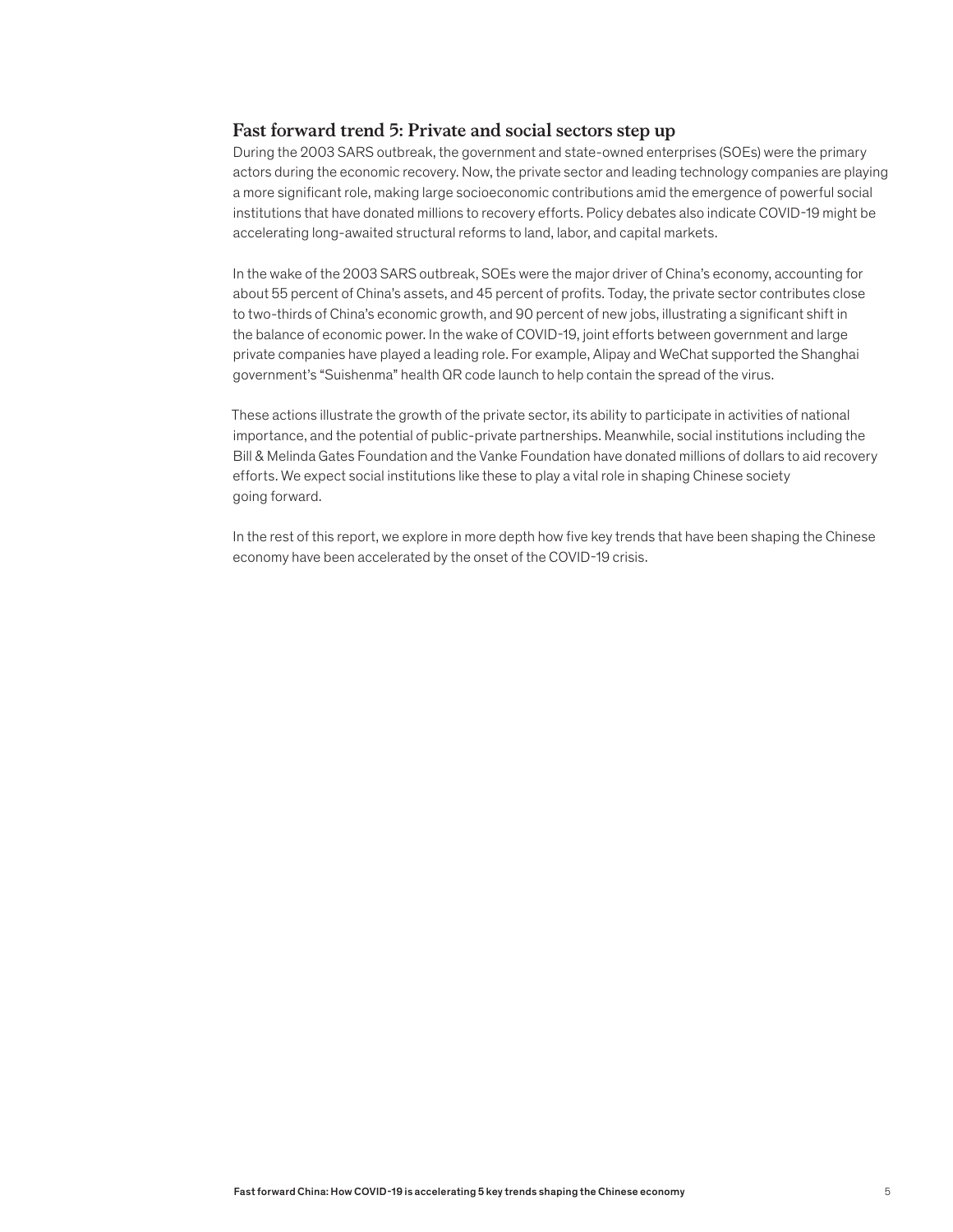## Fast forward trend 5: Private and social sectors step up

During the 2003 SARS outbreak, the government and state-owned enterprises (SOEs) were the primary actors during the economic recovery. Now, the private sector and leading technology companies are playing a more significant role, making large socioeconomic contributions amid the emergence of powerful social institutions that have donated millions to recovery efforts. Policy debates also indicate COVID-19 might be accelerating long-awaited structural reforms to land, labor, and capital markets.

In the wake of the 2003 SARS outbreak, SOEs were the major driver of China's economy, accounting for about 55 percent of China's assets, and 45 percent of profits. Today, the private sector contributes close to two-thirds of China's economic growth, and 90 percent of new jobs, illustrating a significant shift in the balance of economic power. In the wake of COVID-19, joint efforts between government and large private companies have played a leading role. For example, Alipay and WeChat supported the Shanghai government's "Suishenma" health QR code launch to help contain the spread of the virus.

These actions illustrate the growth of the private sector, its ability to participate in activities of national importance, and the potential of public-private partnerships. Meanwhile, social institutions including the Bill & Melinda Gates Foundation and the Vanke Foundation have donated millions of dollars to aid recovery efforts. We expect social institutions like these to play a vital role in shaping Chinese society going forward.

In the rest of this report, we explore in more depth how five key trends that have been shaping the Chinese economy have been accelerated by the onset of the COVID-19 crisis.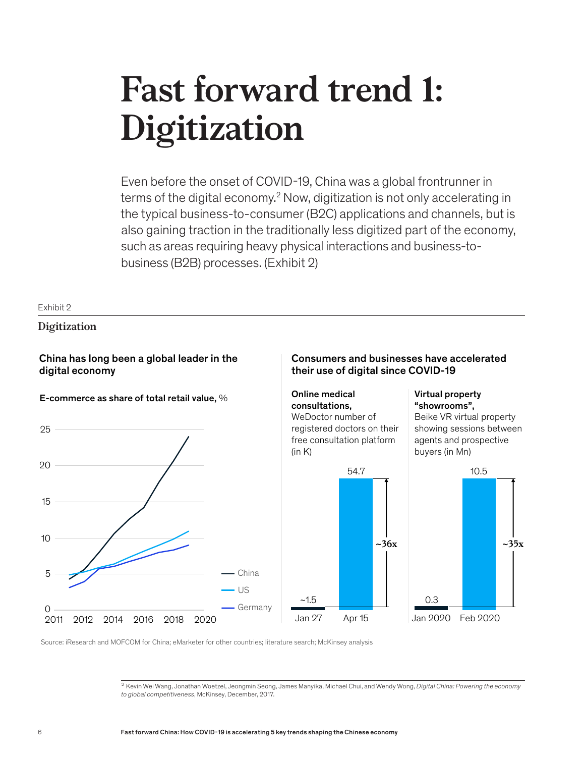# Fast forward trend 1: Digitization

Even before the onset of COVID-19, China was a global frontrunner in terms of the digital economy.[2] Now, digitization is not only accelerating in the typical business-to-consumer (B2C) applications and channels, but is also gaining traction in the traditionally less digitized part of the economy, such as areas requiring heavy physical interactions and business-to-business (B2B) processes. (Exhibit 2)

Exhibit 2

## Digitization

**China has long been a global leader in the digital economy**

**E-commerce as share of total retail value,** %

25
20
15
10
5
0

2011 2012 2014 2016 2018 2020

China
US
Germany

**Consumers and businesses have accelerated their use of digital since COVID-19**

**Online medical consultations,** WeDoctor number of registered doctors on their free consultation platform (in K)

| Jan 27 | Apr 15 |
|---|---|
| ~1.5 | 54.7 |

~36x

**Virtual property "showrooms",** Beike VR virtual property showing sessions between agents and prospective buyers (in Mn)

| Jan 2020 | Feb 2020 |
|---|---|
| 0.3 | 10.5 |

~35x

Source: iResearch and MOFCOM for China; eMarketer for other countries; literature search; McKinsey analysis

[2] Kevin Wei Wang, Jonathan Woetzel, Jeongmin Seong, James Manyika, Michael Chui, and Wendy Wong, *Digital China: Powering the economy to global competitiveness*, McKinsey, December, 2017.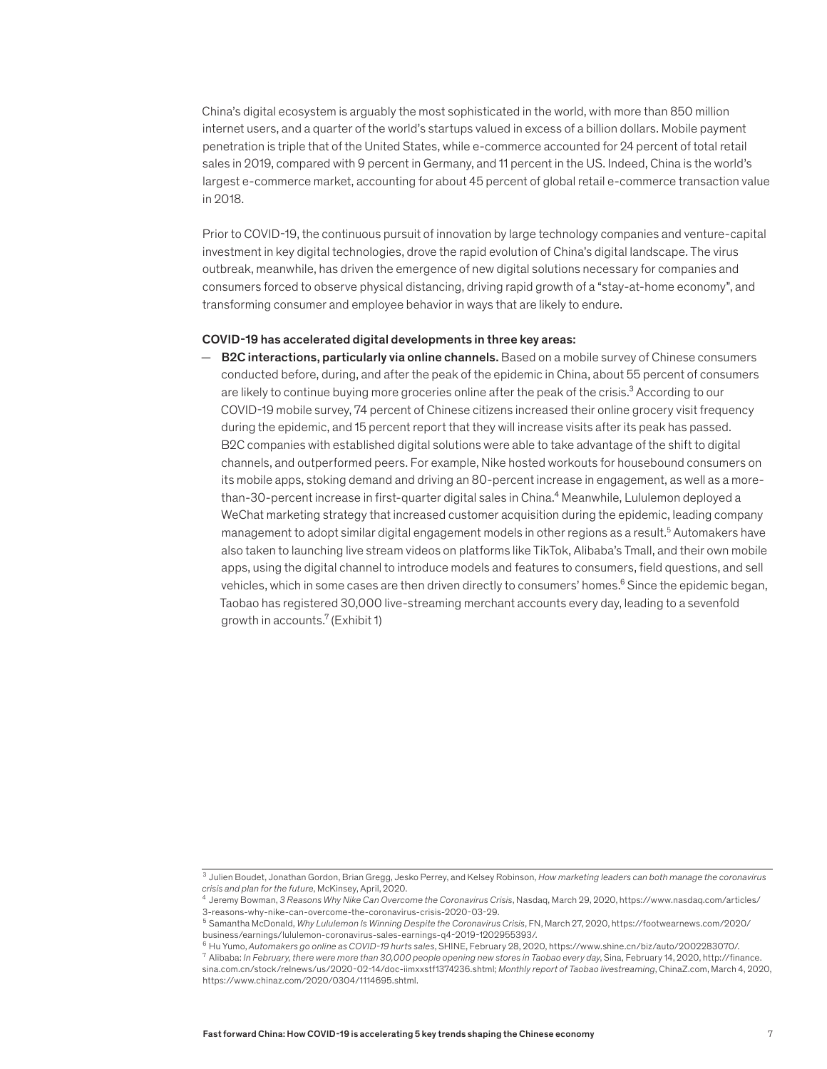China's digital ecosystem is arguably the most sophisticated in the world, with more than 850 million internet users, and a quarter of the world's startups valued in excess of a billion dollars. Mobile payment penetration is triple that of the United States, while e-commerce accounted for 24 percent of total retail sales in 2019, compared with 9 percent in Germany, and 11 percent in the US. Indeed, China is the world's largest e-commerce market, accounting for about 45 percent of global retail e-commerce transaction value in 2018.

Prior to COVID-19, the continuous pursuit of innovation by large technology companies and venture-capital investment in key digital technologies, drove the rapid evolution of China's digital landscape. The virus outbreak, meanwhile, has driven the emergence of new digital solutions necessary for companies and consumers forced to observe physical distancing, driving rapid growth of a "stay-at-home economy", and transforming consumer and employee behavior in ways that are likely to endure.

**COVID-19 has accelerated digital developments in three key areas:**

— **B2C interactions, particularly via online channels.** Based on a mobile survey of Chinese consumers conducted before, during, and after the peak of the epidemic in China, about 55 percent of consumers are likely to continue buying more groceries online after the peak of the crisis.[3] According to our COVID-19 mobile survey, 74 percent of Chinese citizens increased their online grocery visit frequency during the epidemic, and 15 percent report that they will increase visits after its peak has passed. B2C companies with established digital solutions were able to take advantage of the shift to digital channels, and outperformed peers. For example, Nike hosted workouts for housebound consumers on its mobile apps, stoking demand and driving an 80-percent increase in engagement, as well as a more-than-30-percent increase in first-quarter digital sales in China.[4] Meanwhile, Lululemon deployed a WeChat marketing strategy that increased customer acquisition during the epidemic, leading company management to adopt similar digital engagement models in other regions as a result.[5] Automakers have also taken to launching live stream videos on platforms like TikTok, Alibaba's Tmall, and their own mobile apps, using the digital channel to introduce models and features to consumers, field questions, and sell vehicles, which in some cases are then driven directly to consumers' homes.[6] Since the epidemic began, Taobao has registered 30,000 live-streaming merchant accounts every day, leading to a sevenfold growth in accounts.[7] (Exhibit 1)

---

[3] Julien Boudet, Jonathan Gordon, Brian Gregg, Jesko Perrey, and Kelsey Robinson, *How marketing leaders can both manage the coronavirus crisis and plan for the future*, McKinsey, April, 2020.

[4] Jeremy Bowman, *3 Reasons Why Nike Can Overcome the Coronavirus Crisis*, Nasdaq, March 29, 2020, https://www.nasdaq.com/articles/3-reasons-why-nike-can-overcome-the-coronavirus-crisis-2020-03-29.

[5] Samantha McDonald, *Why Lululemon Is Winning Despite the Coronavirus Crisis*, FN, March 27, 2020, https://footwearnews.com/2020/business/earnings/lululemon-coronavirus-sales-earnings-q4-2019-1202955393/.

[6] Hu Yumo, *Automakers go online as COVID-19 hurts sales*, SHINE, February 28, 2020, https://www.shine.cn/biz/auto/2002283070/.

[7] Alibaba: *In February, there were more than 30,000 people opening new stores in Taobao every day*, Sina, February 14, 2020, http://finance.sina.com.cn/stock/relnews/us/2020-02-14/doc-iimxxstf1374236.shtml; *Monthly report of Taobao livestreaming*, ChinaZ.com, March 4, 2020, https://www.chinaz.com/2020/0304/1114695.shtml.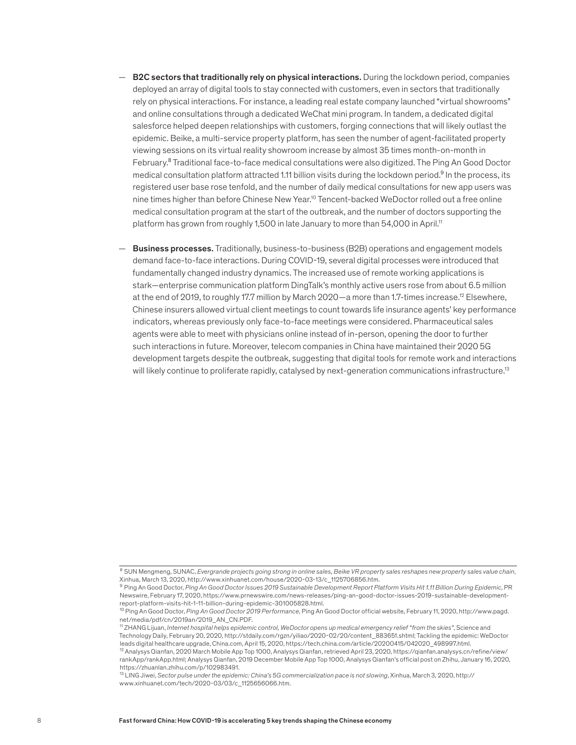- **B2C sectors that traditionally rely on physical interactions.** During the lockdown period, companies deployed an array of digital tools to stay connected with customers, even in sectors that traditionally rely on physical interactions. For instance, a leading real estate company launched "virtual showrooms" and online consultations through a dedicated WeChat mini program. In tandem, a dedicated digital salesforce helped deepen relationships with customers, forging connections that will likely outlast the epidemic. Beike, a multi-service property platform, has seen the number of agent-facilitated property viewing sessions on its virtual reality showroom increase by almost 35 times month-on-month in February.[8] Traditional face-to-face medical consultations were also digitized. The Ping An Good Doctor medical consultation platform attracted 1.11 billion visits during the lockdown period.[9] In the process, its registered user base rose tenfold, and the number of daily medical consultations for new app users was nine times higher than before Chinese New Year.[10] Tencent-backed WeDoctor rolled out a free online medical consultation program at the start of the outbreak, and the number of doctors supporting the platform has grown from roughly 1,500 in late January to more than 54,000 in April.[11]

- **Business processes.** Traditionally, business-to-business (B2B) operations and engagement models demand face-to-face interactions. During COVID-19, several digital processes were introduced that fundamentally changed industry dynamics. The increased use of remote working applications is stark—enterprise communication platform DingTalk's monthly active users rose from about 6.5 million at the end of 2019, to roughly 17.7 million by March 2020—a more than 1.7-times increase.[12] Elsewhere, Chinese insurers allowed virtual client meetings to count towards life insurance agents' key performance indicators, whereas previously only face-to-face meetings were considered. Pharmaceutical sales agents were able to meet with physicians online instead of in-person, opening the door to further such interactions in future. Moreover, telecom companies in China have maintained their 2020 5G development targets despite the outbreak, suggesting that digital tools for remote work and interactions will likely continue to proliferate rapidly, catalysed by next-generation communications infrastructure.[13]

---

[8] SUN Mengmeng, SUNAC, *Evergrande projects going strong in online sales, Beike VR property sales reshapes new property sales value chain*, Xinhua, March 13, 2020, http://www.xinhuanet.com/house/2020-03-13/c_1125706856.htm.

[9] Ping An Good Doctor, *Ping An Good Doctor Issues 2019 Sustainable Development Report Platform Visits Hit 1.11 Billion During Epidemic*, PR Newswire, February 17, 2020, https://www.prnewswire.com/news-releases/ping-an-good-doctor-issues-2019-sustainable-development-report-platform-visits-hit-1-11-billion-during-epidemic-301005828.html.

[10] Ping An Good Doctor, *Ping An Good Doctor 2019 Performance*, Ping An Good Doctor official website, February 11, 2020, http://www.pagd.net/media/pdf/cn/2019an/2019_AN_CN.PDF.

[11] ZHANG Lijuan, *Internet hospital helps epidemic control, WeDoctor opens up medical emergency relief "from the skies"*, Science and Technology Daily, February 20, 2020, http://stdaily.com/rgzn/yiliao/2020-02/20/content_883651.shtml; Tackling the epidemic: WeDoctor leads digital healthcare upgrade, China.com, April 15, 2020, https://tech.china.com/article/20200415/042020_498997.html.

[12] Analysys Qianfan, 2020 March Mobile App Top 1000, Analysys Qianfan, retrieved April 23, 2020, https://qianfan.analysys.cn/refine/view/rankApp/rankApp.html; Analysys Qianfan, 2019 December Mobile App Top 1000, Analysys Qianfan's official post on Zhihu, January 16, 2020, https://zhuanlan.zhihu.com/p/102983491.

[13] LING Jiwei, *Sector pulse under the epidemic: China's 5G commercialization pace is not slowing*, Xinhua, March 3, 2020, http://www.xinhuanet.com/tech/2020-03/03/c_1125656066.htm.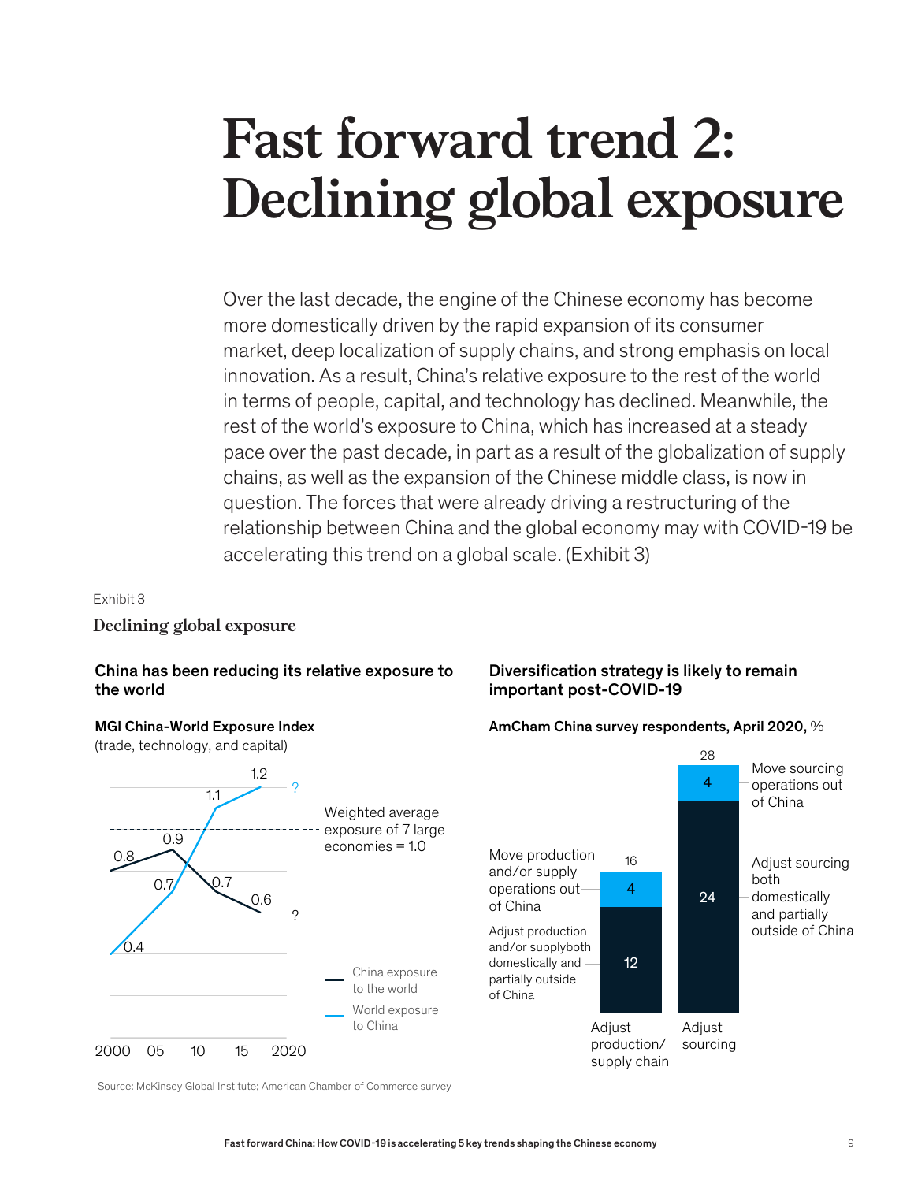# Fast forward trend 2: Declining global exposure

Over the last decade, the engine of the Chinese economy has become more domestically driven by the rapid expansion of its consumer market, deep localization of supply chains, and strong emphasis on local innovation. As a result, China's relative exposure to the rest of the world in terms of people, capital, and technology has declined. Meanwhile, the rest of the world's exposure to China, which has increased at a steady pace over the past decade, in part as a result of the globalization of supply chains, as well as the expansion of the Chinese middle class, is now in question. The forces that were already driving a restructuring of the relationship between China and the global economy may with COVID-19 be accelerating this trend on a global scale. (Exhibit 3)

Exhibit 3

**Declining global exposure**

**China has been reducing its relative exposure to the world**

**MGI China-World Exposure Index**
(trade, technology, and capital)

| Year | China exposure to the world | World exposure to China |
|---|---|---|
| 2000 | 0.8 | 0.4 |
| 2007 | 0.9 | 0.7 |
| 2012 | 0.7 | 1.1 |
| 2017 | 0.6 | 1.2 |
| 2020 | ? | ? |

Weighted average exposure of 7 large economies = 1.0

**Diversification strategy is likely to remain important post-COVID-19**

**AmCham China survey respondents, April 2020,** %

| | Adjust production/ supply chain | Adjust sourcing |
|---|---|---|
| Move production and/or supply operations out of China / Move sourcing operations out of China | 4 | 4 |
| Adjust production and/or supply both domestically and partially outside of China / Adjust sourcing both domestically and partially outside of China | 12 | 24 |
| Total | 16 | 28 |

Source: McKinsey Global Institute; American Chamber of Commerce survey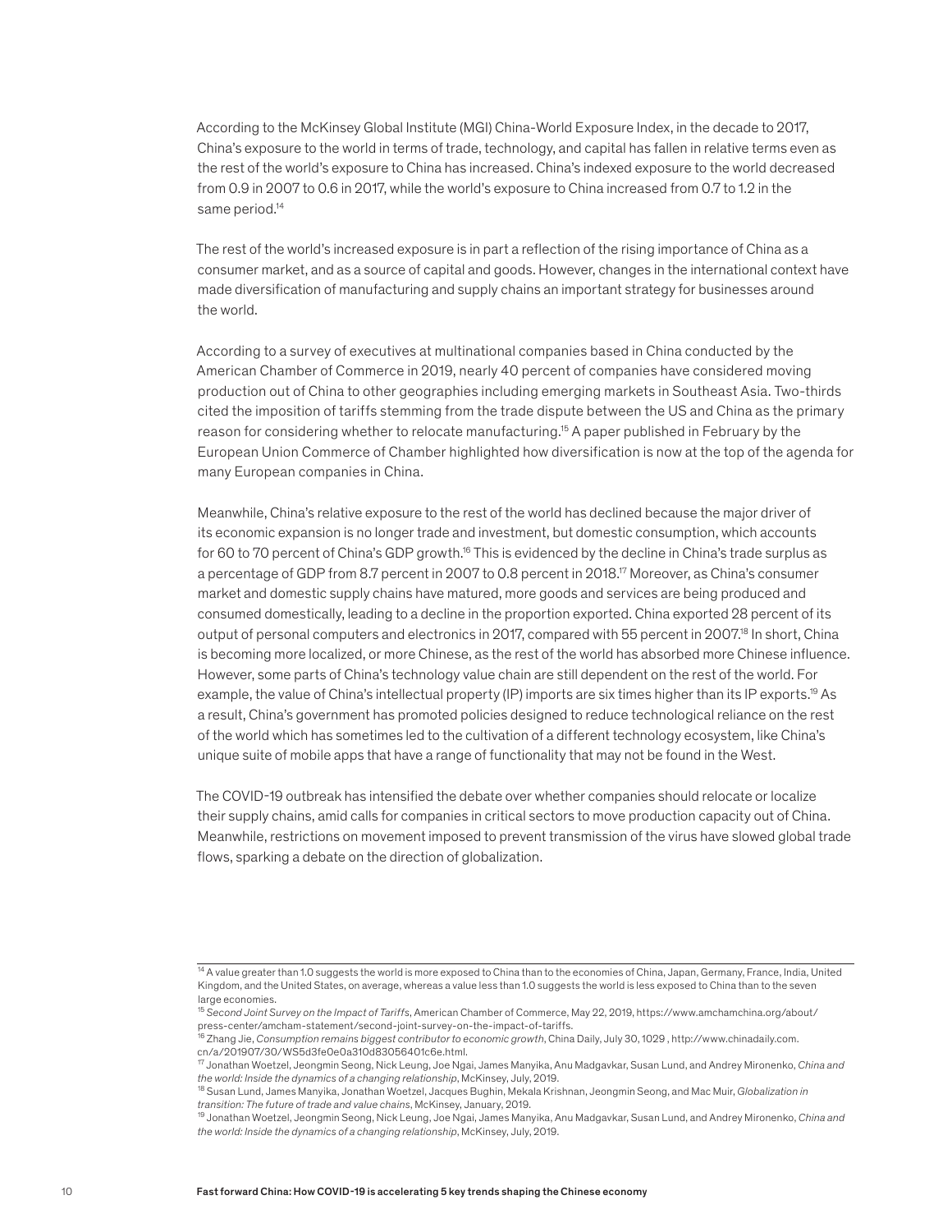According to the McKinsey Global Institute (MGI) China-World Exposure Index, in the decade to 2017, China's exposure to the world in terms of trade, technology, and capital has fallen in relative terms even as the rest of the world's exposure to China has increased. China's indexed exposure to the world decreased from 0.9 in 2007 to 0.6 in 2017, while the world's exposure to China increased from 0.7 to 1.2 in the same period.[14]

The rest of the world's increased exposure is in part a reflection of the rising importance of China as a consumer market, and as a source of capital and goods. However, changes in the international context have made diversification of manufacturing and supply chains an important strategy for businesses around the world.

According to a survey of executives at multinational companies based in China conducted by the American Chamber of Commerce in 2019, nearly 40 percent of companies have considered moving production out of China to other geographies including emerging markets in Southeast Asia. Two-thirds cited the imposition of tariffs stemming from the trade dispute between the US and China as the primary reason for considering whether to relocate manufacturing.[15] A paper published in February by the European Union Commerce of Chamber highlighted how diversification is now at the top of the agenda for many European companies in China.

Meanwhile, China's relative exposure to the rest of the world has declined because the major driver of its economic expansion is no longer trade and investment, but domestic consumption, which accounts for 60 to 70 percent of China's GDP growth.[16] This is evidenced by the decline in China's trade surplus as a percentage of GDP from 8.7 percent in 2007 to 0.8 percent in 2018.[17] Moreover, as China's consumer market and domestic supply chains have matured, more goods and services are being produced and consumed domestically, leading to a decline in the proportion exported. China exported 28 percent of its output of personal computers and electronics in 2017, compared with 55 percent in 2007.[18] In short, China is becoming more localized, or more Chinese, as the rest of the world has absorbed more Chinese influence. However, some parts of China's technology value chain are still dependent on the rest of the world. For example, the value of China's intellectual property (IP) imports are six times higher than its IP exports.[19] As a result, China's government has promoted policies designed to reduce technological reliance on the rest of the world which has sometimes led to the cultivation of a different technology ecosystem, like China's unique suite of mobile apps that have a range of functionality that may not be found in the West.

The COVID-19 outbreak has intensified the debate over whether companies should relocate or localize their supply chains, amid calls for companies in critical sectors to move production capacity out of China. Meanwhile, restrictions on movement imposed to prevent transmission of the virus have slowed global trade flows, sparking a debate on the direction of globalization.

---

[14] A value greater than 1.0 suggests the world is more exposed to China than to the economies of China, Japan, Germany, France, India, United Kingdom, and the United States, on average, whereas a value less than 1.0 suggests the world is less exposed to China than to the seven large economies.

[15] *Second Joint Survey on the Impact of Tariffs*, American Chamber of Commerce, May 22, 2019, https://www.amchamchina.org/about/press-center/amcham-statement/second-joint-survey-on-the-impact-of-tariffs.

[16] Zhang Jie, *Consumption remains biggest contributor to economic growth*, China Daily, July 30, 1029 , http://www.chinadaily.com.cn/a/201907/30/WS5d3fe0e0a310d83056401c6e.html.

[17] Jonathan Woetzel, Jeongmin Seong, Nick Leung, Joe Ngai, James Manyika, Anu Madgavkar, Susan Lund, and Andrey Mironenko, *China and the world: Inside the dynamics of a changing relationship*, McKinsey, July, 2019.

[18] Susan Lund, James Manyika, Jonathan Woetzel, Jacques Bughin, Mekala Krishnan, Jeongmin Seong, and Mac Muir, *Globalization in transition: The future of trade and value chains*, McKinsey, January, 2019.

[19] Jonathan Woetzel, Jeongmin Seong, Nick Leung, Joe Ngai, James Manyika, Anu Madgavkar, Susan Lund, and Andrey Mironenko, *China and the world: Inside the dynamics of a changing relationship*, McKinsey, July, 2019.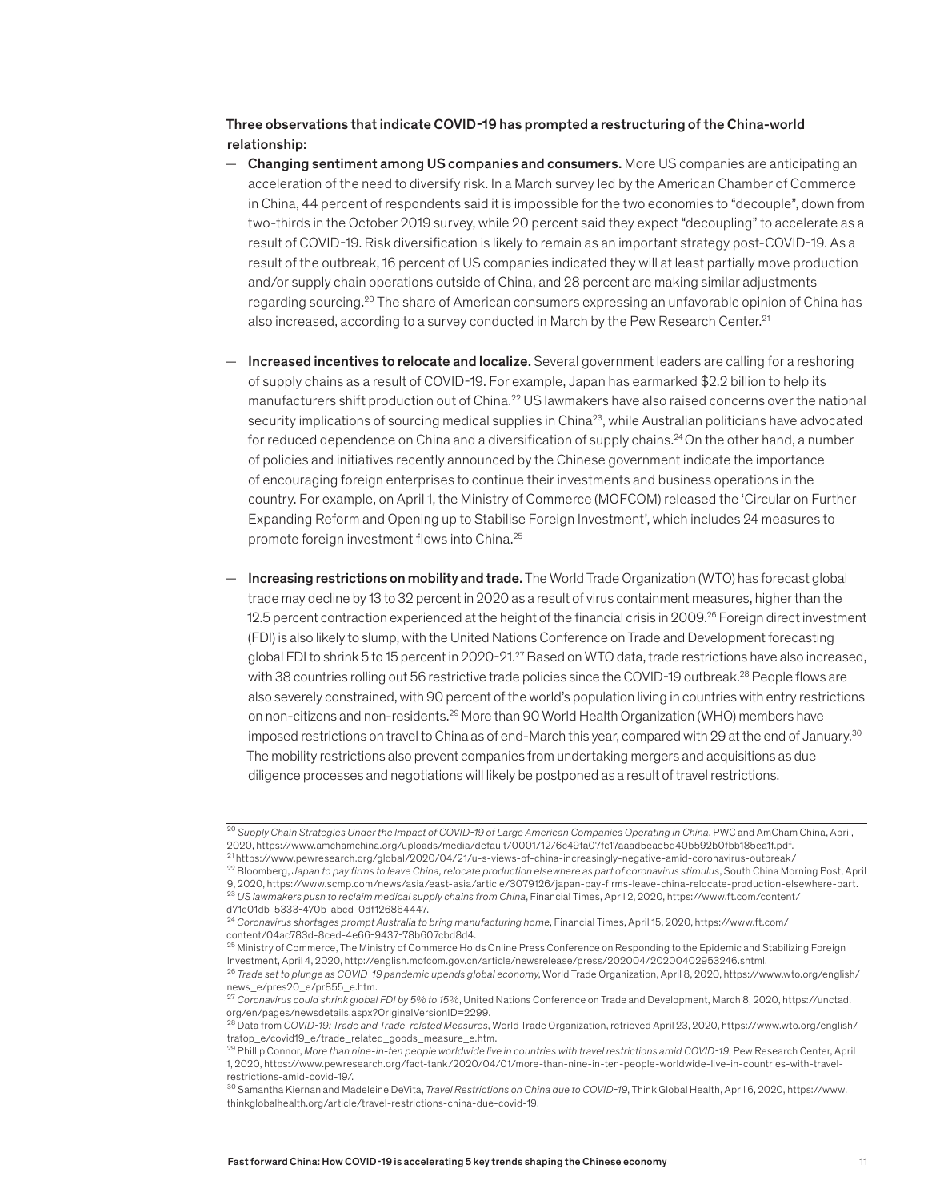**Three observations that indicate COVID-19 has prompted a restructuring of the China-world relationship:**

- **Changing sentiment among US companies and consumers.** More US companies are anticipating an acceleration of the need to diversify risk. In a March survey led by the American Chamber of Commerce in China, 44 percent of respondents said it is impossible for the two economies to "decouple", down from two-thirds in the October 2019 survey, while 20 percent said they expect "decoupling" to accelerate as a result of COVID-19. Risk diversification is likely to remain as an important strategy post-COVID-19. As a result of the outbreak, 16 percent of US companies indicated they will at least partially move production and/or supply chain operations outside of China, and 28 percent are making similar adjustments regarding sourcing.[20] The share of American consumers expressing an unfavorable opinion of China has also increased, according to a survey conducted in March by the Pew Research Center.[21]

- **Increased incentives to relocate and localize.** Several government leaders are calling for a reshoring of supply chains as a result of COVID-19. For example, Japan has earmarked $2.2 billion to help its manufacturers shift production out of China.[22] US lawmakers have also raised concerns over the national security implications of sourcing medical supplies in China[23], while Australian politicians have advocated for reduced dependence on China and a diversification of supply chains.[24] On the other hand, a number of policies and initiatives recently announced by the Chinese government indicate the importance of encouraging foreign enterprises to continue their investments and business operations in the country. For example, on April 1, the Ministry of Commerce (MOFCOM) released the 'Circular on Further Expanding Reform and Opening up to Stabilise Foreign Investment', which includes 24 measures to promote foreign investment flows into China.[25]

- **Increasing restrictions on mobility and trade.** The World Trade Organization (WTO) has forecast global trade may decline by 13 to 32 percent in 2020 as a result of virus containment measures, higher than the 12.5 percent contraction experienced at the height of the financial crisis in 2009.[26] Foreign direct investment (FDI) is also likely to slump, with the United Nations Conference on Trade and Development forecasting global FDI to shrink 5 to 15 percent in 2020-21.[27] Based on WTO data, trade restrictions have also increased, with 38 countries rolling out 56 restrictive trade policies since the COVID-19 outbreak.[28] People flows are also severely constrained, with 90 percent of the world's population living in countries with entry restrictions on non-citizens and non-residents.[29] More than 90 World Health Organization (WHO) members have imposed restrictions on travel to China as of end-March this year, compared with 29 at the end of January.[30] The mobility restrictions also prevent companies from undertaking mergers and acquisitions as due diligence processes and negotiations will likely be postponed as a result of travel restrictions.

---

[20] *Supply Chain Strategies Under the Impact of COVID-19 of Large American Companies Operating in China*, PWC and AmCham China, April, 2020, https://www.amchamchina.org/uploads/media/default/0001/12/6c49fa07fc17aaad5eae5d40b592b0fbb185ea1f.pdf.

[21] https://www.pewresearch.org/global/2020/04/21/u-s-views-of-china-increasingly-negative-amid-coronavirus-outbreak/

[22] Bloomberg, *Japan to pay firms to leave China, relocate production elsewhere as part of coronavirus stimulus*, South China Morning Post, April 9, 2020, https://www.scmp.com/news/asia/east-asia/article/3079126/japan-pay-firms-leave-china-relocate-production-elsewhere-part.

[23] *US lawmakers push to reclaim medical supply chains from China*, Financial Times, April 2, 2020, https://www.ft.com/content/d71c01db-5333-470b-abcd-0df126864447.

[24] *Coronavirus shortages prompt Australia to bring manufacturing home*, Financial Times, April 15, 2020, https://www.ft.com/content/04ac783d-8ced-4e66-9437-78b607cbd8d4.

[25] Ministry of Commerce, The Ministry of Commerce Holds Online Press Conference on Responding to the Epidemic and Stabilizing Foreign Investment, April 4, 2020, http://english.mofcom.gov.cn/article/newsrelease/press/202004/20200402953246.shtml.

[26] *Trade set to plunge as COVID-19 pandemic upends global economy*, World Trade Organization, April 8, 2020, https://www.wto.org/english/news_e/pres20_e/pr855_e.htm.

[27] *Coronavirus could shrink global FDI by 5% to 15%*, United Nations Conference on Trade and Development, March 8, 2020, https://unctad.org/en/pages/newsdetails.aspx?OriginalVersionID=2299.

[28] Data from *COVID-19: Trade and Trade-related Measures*, World Trade Organization, retrieved April 23, 2020, https://www.wto.org/english/tratop_e/covid19_e/trade_related_goods_measure_e.htm.

[29] Phillip Connor, *More than nine-in-ten people worldwide live in countries with travel restrictions amid COVID-19*, Pew Research Center, April 1, 2020, https://www.pewresearch.org/fact-tank/2020/04/01/more-than-nine-in-ten-people-worldwide-live-in-countries-with-travel-restrictions-amid-covid-19/.

[30] Samantha Kiernan and Madeleine DeVita, *Travel Restrictions on China due to COVID-19*, Think Global Health, April 6, 2020, https://www.thinkglobalhealth.org/article/travel-restrictions-china-due-covid-19.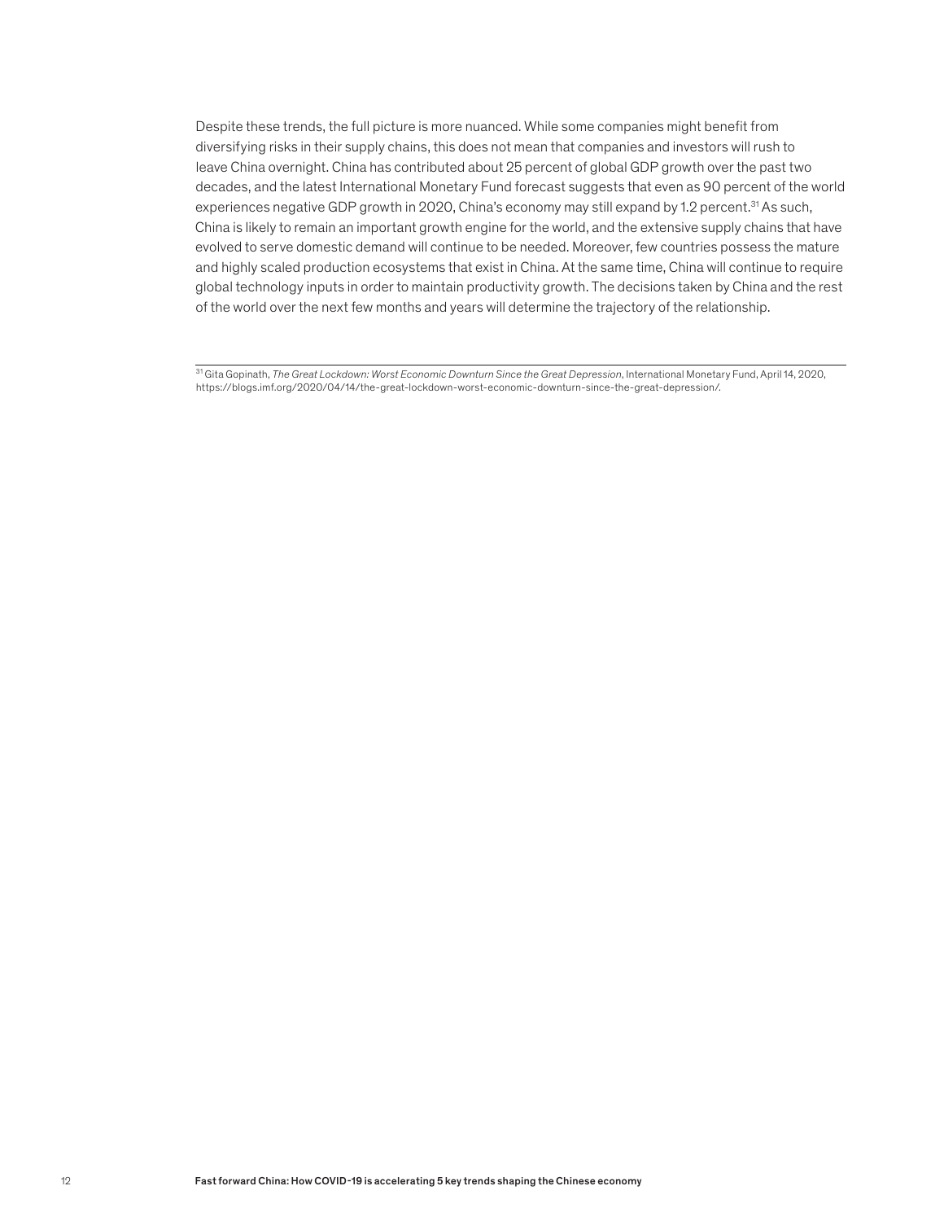Despite these trends, the full picture is more nuanced. While some companies might benefit from diversifying risks in their supply chains, this does not mean that companies and investors will rush to leave China overnight. China has contributed about 25 percent of global GDP growth over the past two decades, and the latest International Monetary Fund forecast suggests that even as 90 percent of the world experiences negative GDP growth in 2020, China's economy may still expand by 1.2 percent.[31] As such, China is likely to remain an important growth engine for the world, and the extensive supply chains that have evolved to serve domestic demand will continue to be needed. Moreover, few countries possess the mature and highly scaled production ecosystems that exist in China. At the same time, China will continue to require global technology inputs in order to maintain productivity growth. The decisions taken by China and the rest of the world over the next few months and years will determine the trajectory of the relationship.

---

[31] Gita Gopinath, *The Great Lockdown: Worst Economic Downturn Since the Great Depression*, International Monetary Fund, April 14, 2020, https://blogs.imf.org/2020/04/14/the-great-lockdown-worst-economic-downturn-since-the-great-depression/.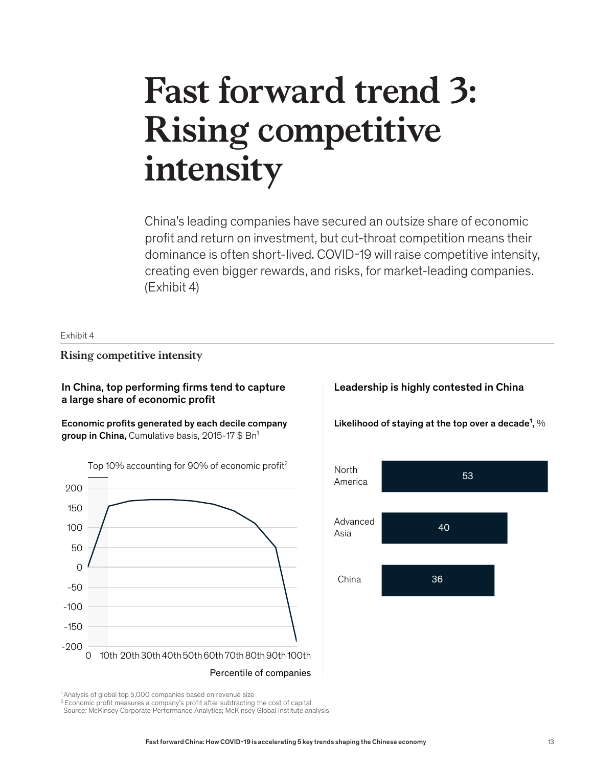# Fast forward trend 3: Rising competitive intensity

China's leading companies have secured an outsize share of economic profit and return on investment, but cut-throat competition means their dominance is often short-lived. COVID-19 will raise competitive intensity, creating even bigger rewards, and risks, for market-leading companies. (Exhibit 4)

Exhibit 4

**Rising competitive intensity**

**In China, top performing firms tend to capture a large share of economic profit**

**Economic profits generated by each decile company group in China,** Cumulative basis, 2015-17 $ Bn[1]

Top 10% accounting for 90% of economic profit[2]

| Percentile of companies | Cumulative economic profit ($ Bn, approx.) |
|---|---|
| 0 | 0 |
| 10th | 155 |
| 20th | 168 |
| 30th | 171 |
| 40th | 171 |
| 50th | 168 |
| 60th | 160 |
| 70th | 143 |
| 80th | 112 |
| 90th | 50 |
| 100th | -187 |

**Leadership is highly contested in China**

**Likelihood of staying at the top over a decade[1],** %

| Region | % |
|---|---|
| North America | 53 |
| Advanced Asia | 40 |
| China | 36 |

[1] Analysis of global top 5,000 companies based on revenue size

[2] Economic profit measures a company's profit after subtracting the cost of capital

Source: McKinsey Corporate Performance Analytics; McKinsey Global Institute analysis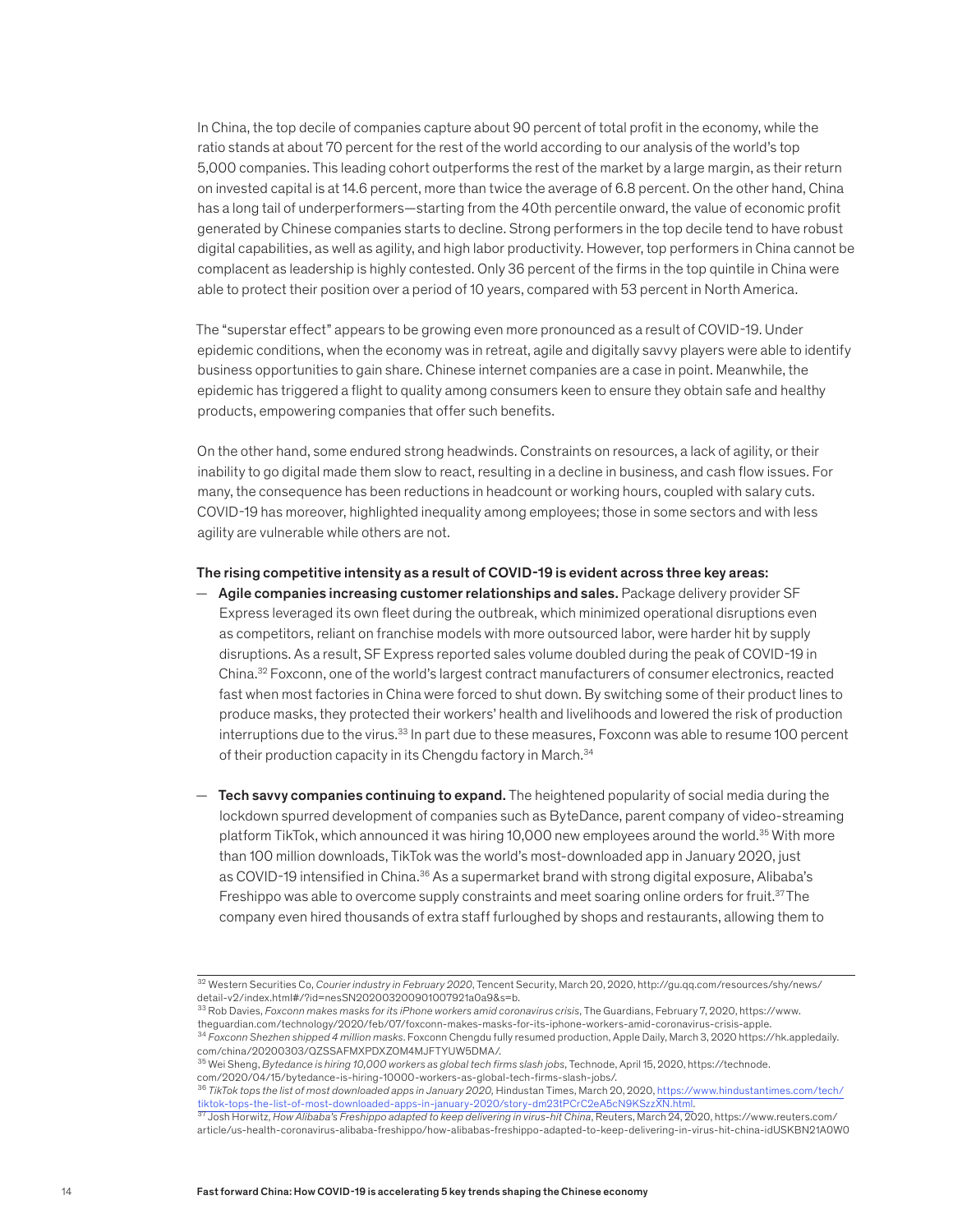In China, the top decile of companies capture about 90 percent of total profit in the economy, while the ratio stands at about 70 percent for the rest of the world according to our analysis of the world's top 5,000 companies. This leading cohort outperforms the rest of the market by a large margin, as their return on invested capital is at 14.6 percent, more than twice the average of 6.8 percent. On the other hand, China has a long tail of underperformers—starting from the 40th percentile onward, the value of economic profit generated by Chinese companies starts to decline. Strong performers in the top decile tend to have robust digital capabilities, as well as agility, and high labor productivity. However, top performers in China cannot be complacent as leadership is highly contested. Only 36 percent of the firms in the top quintile in China were able to protect their position over a period of 10 years, compared with 53 percent in North America.

The "superstar effect" appears to be growing even more pronounced as a result of COVID-19. Under epidemic conditions, when the economy was in retreat, agile and digitally savvy players were able to identify business opportunities to gain share. Chinese internet companies are a case in point. Meanwhile, the epidemic has triggered a flight to quality among consumers keen to ensure they obtain safe and healthy products, empowering companies that offer such benefits.

On the other hand, some endured strong headwinds. Constraints on resources, a lack of agility, or their inability to go digital made them slow to react, resulting in a decline in business, and cash flow issues. For many, the consequence has been reductions in headcount or working hours, coupled with salary cuts. COVID-19 has moreover, highlighted inequality among employees; those in some sectors and with less agility are vulnerable while others are not.

**The rising competitive intensity as a result of COVID-19 is evident across three key areas:**

- **Agile companies increasing customer relationships and sales.** Package delivery provider SF Express leveraged its own fleet during the outbreak, which minimized operational disruptions even as competitors, reliant on franchise models with more outsourced labor, were harder hit by supply disruptions. As a result, SF Express reported sales volume doubled during the peak of COVID-19 in China.[32] Foxconn, one of the world's largest contract manufacturers of consumer electronics, reacted fast when most factories in China were forced to shut down. By switching some of their product lines to produce masks, they protected their workers' health and livelihoods and lowered the risk of production interruptions due to the virus.[33] In part due to these measures, Foxconn was able to resume 100 percent of their production capacity in its Chengdu factory in March.[34]

- **Tech savvy companies continuing to expand.** The heightened popularity of social media during the lockdown spurred development of companies such as ByteDance, parent company of video-streaming platform TikTok, which announced it was hiring 10,000 new employees around the world.[35] With more than 100 million downloads, TikTok was the world's most-downloaded app in January 2020, just as COVID-19 intensified in China.[36] As a supermarket brand with strong digital exposure, Alibaba's Freshippo was able to overcome supply constraints and meet soaring online orders for fruit.[37] The company even hired thousands of extra staff furloughed by shops and restaurants, allowing them to

---

[32] Western Securities Co, *Courier industry in February 2020*, Tencent Security, March 20, 2020, http://gu.qq.com/resources/shy/news/detail-v2/index.html#/?id=nesSN20200320090100792la0a9&s=b.

[33] Rob Davies, *Foxconn makes masks for its iPhone workers amid coronavirus crisis*, The Guardians, February 7, 2020, https://www.theguardian.com/technology/2020/feb/07/foxconn-makes-masks-for-its-iphone-workers-amid-coronavirus-crisis-apple.

[34] *Foxconn Shezhen shipped 4 million masks*. Foxconn Chengdu fully resumed production, Apple Daily, March 3, 2020 https://hk.appledaily.com/china/20200303/QZSSAFMXPDXZOM4MJFTYUW5DMA/.

[35] Wei Sheng, *Bytedance is hiring 10,000 workers as global tech firms slash jobs*, Technode, April 15, 2020, https://technode.com/2020/04/15/bytedance-is-hiring-10000-workers-as-global-tech-firms-slash-jobs/.

[36] *TikTok tops the list of most downloaded apps in January 2020*, Hindustan Times, March 20, 2020, https://www.hindustantimes.com/tech/tiktok-tops-the-list-of-most-downloaded-apps-in-january-2020/story-dm23tPCrC2eA5cN9KSzzXN.html.

[37] Josh Horwitz, *How Alibaba's Freshippo adapted to keep delivering in virus-hit China*, Reuters, March 24, 2020, https://www.reuters.com/article/us-health-coronavirus-alibaba-freshippo/how-alibabas-freshippo-adapted-to-keep-delivering-in-virus-hit-china-idUSKBN21A0W0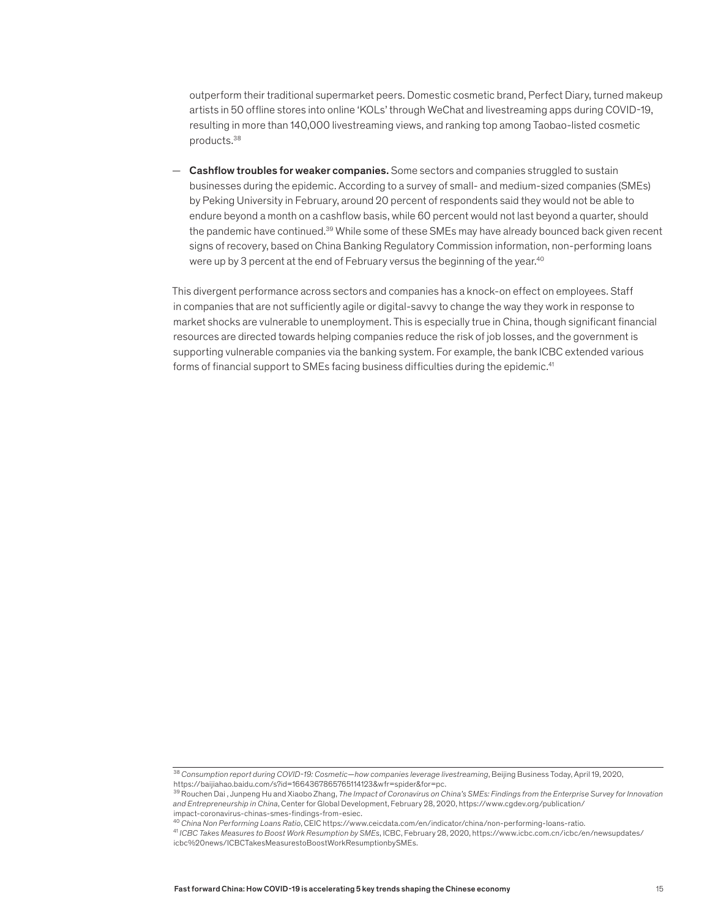outperform their traditional supermarket peers. Domestic cosmetic brand, Perfect Diary, turned makeup artists in 50 offline stores into online 'KOLs' through WeChat and livestreaming apps during COVID-19, resulting in more than 140,000 livestreaming views, and ranking top among Taobao-listed cosmetic products.[38]

— **Cashflow troubles for weaker companies.** Some sectors and companies struggled to sustain businesses during the epidemic. According to a survey of small- and medium-sized companies (SMEs) by Peking University in February, around 20 percent of respondents said they would not be able to endure beyond a month on a cashflow basis, while 60 percent would not last beyond a quarter, should the pandemic have continued.[39] While some of these SMEs may have already bounced back given recent signs of recovery, based on China Banking Regulatory Commission information, non-performing loans were up by 3 percent at the end of February versus the beginning of the year.[40]

This divergent performance across sectors and companies has a knock-on effect on employees. Staff in companies that are not sufficiently agile or digital-savvy to change the way they work in response to market shocks are vulnerable to unemployment. This is especially true in China, though significant financial resources are directed towards helping companies reduce the risk of job losses, and the government is supporting vulnerable companies via the banking system. For example, the bank ICBC extended various forms of financial support to SMEs facing business difficulties during the epidemic.[41]

---

[38] *Consumption report during COVID-19: Cosmetic—how companies leverage livestreaming*, Beijing Business Today, April 19, 2020, https://baijiahao.baidu.com/s?id=1664367865765114123&wfr=spider&for=pc.

[39] Rouchen Dai , Junpeng Hu and Xiaobo Zhang, *The Impact of Coronavirus on China's SMEs: Findings from the Enterprise Survey for Innovation and Entrepreneurship in China*, Center for Global Development, February 28, 2020, https://www.cgdev.org/publication/impact-coronavirus-chinas-smes-findings-from-esiec.

[40] *China Non Performing Loans Ratio*, CEIC https://www.ceicdata.com/en/indicator/china/non-performing-loans-ratio.

[41] *ICBC Takes Measures to Boost Work Resumption by SMEs*, ICBC, February 28, 2020, https://www.icbc.com.cn/icbc/en/newsupdates/icbc%20news/ICBCTakesMeasurestoBoostWorkResumptionbySMEs.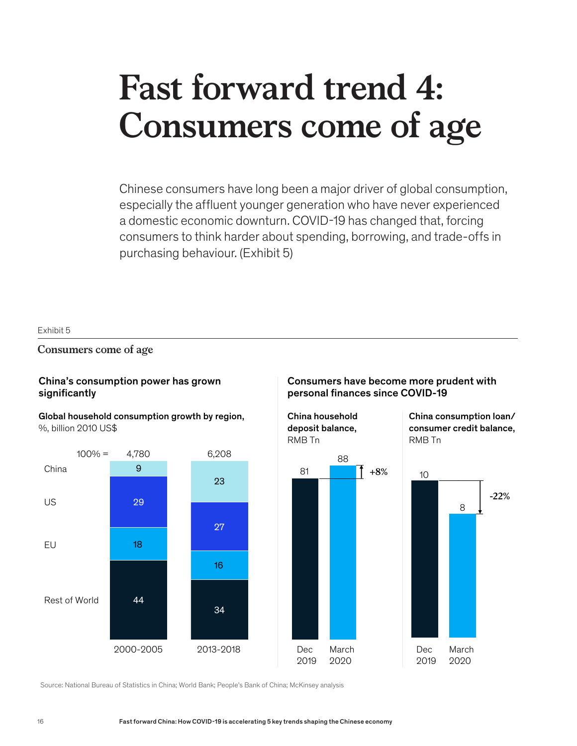# Fast forward trend 4: Consumers come of age

Chinese consumers have long been a major driver of global consumption, especially the affluent younger generation who have never experienced a domestic economic downturn. COVID-19 has changed that, forcing consumers to think harder about spending, borrowing, and trade-offs in purchasing behaviour. (Exhibit 5)

Exhibit 5

**Consumers come of age**

### China's consumption power has grown significantly

**Global household consumption growth by region,** %, billion 2010 US$

| | 2000-2005 | 2013-2018 |
|---|---|---|
| 100% = | 4,780 | 6,208 |
| China | 9 | 23 |
| US | 29 | 27 |
| EU | 18 | 16 |
| Rest of World | 44 | 34 |

### Consumers have become more prudent with personal finances since COVID-19

**China household deposit balance,** RMB Tn

| Dec 2019 | March 2020 | Change |
|---|---|---|
| 81 | 88 | +8% |

**China consumption loan/ consumer credit balance,** RMB Tn

| Dec 2019 | March 2020 | Change |
|---|---|---|
| 10 | 8 | -22% |

Source: National Bureau of Statistics in China; World Bank; People's Bank of China; McKinsey analysis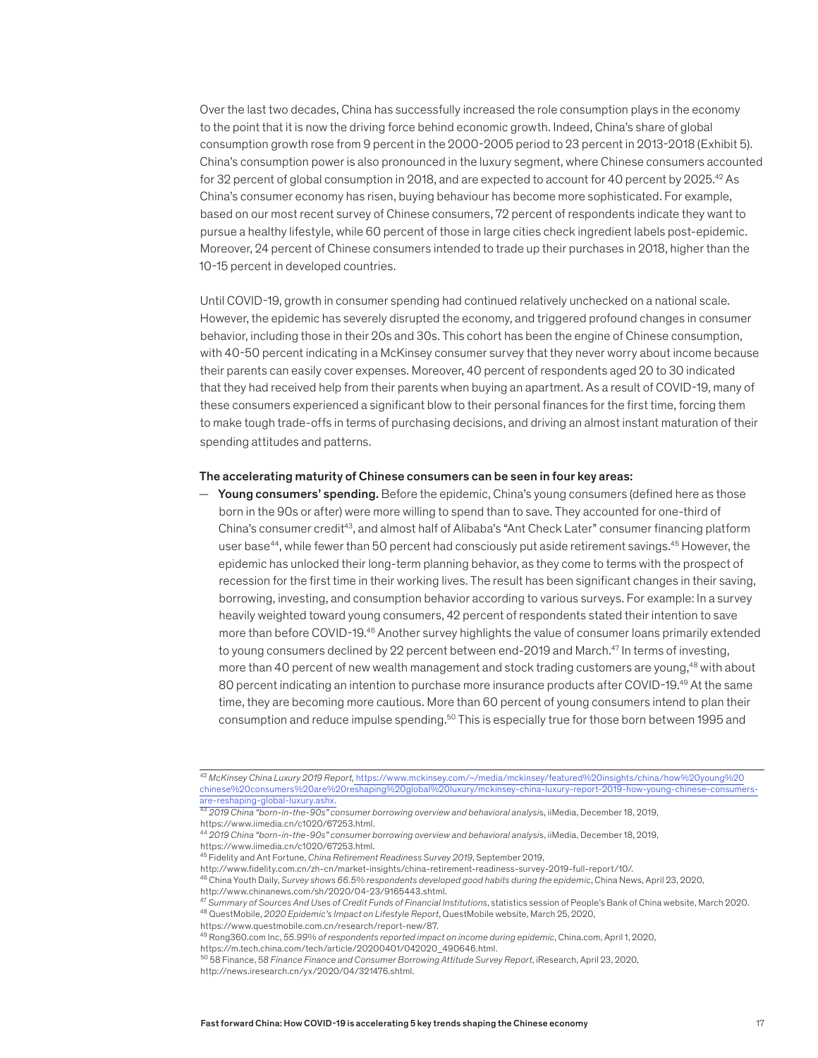Over the last two decades, China has successfully increased the role consumption plays in the economy to the point that it is now the driving force behind economic growth. Indeed, China's share of global consumption growth rose from 9 percent in the 2000-2005 period to 23 percent in 2013-2018 (Exhibit 5). China's consumption power is also pronounced in the luxury segment, where Chinese consumers accounted for 32 percent of global consumption in 2018, and are expected to account for 40 percent by 2025.[42] As China's consumer economy has risen, buying behaviour has become more sophisticated. For example, based on our most recent survey of Chinese consumers, 72 percent of respondents indicate they want to pursue a healthy lifestyle, while 60 percent of those in large cities check ingredient labels post-epidemic. Moreover, 24 percent of Chinese consumers intended to trade up their purchases in 2018, higher than the 10-15 percent in developed countries.

Until COVID-19, growth in consumer spending had continued relatively unchecked on a national scale. However, the epidemic has severely disrupted the economy, and triggered profound changes in consumer behavior, including those in their 20s and 30s. This cohort has been the engine of Chinese consumption, with 40-50 percent indicating in a McKinsey consumer survey that they never worry about income because their parents can easily cover expenses. Moreover, 40 percent of respondents aged 20 to 30 indicated that they had received help from their parents when buying an apartment. As a result of COVID-19, many of these consumers experienced a significant blow to their personal finances for the first time, forcing them to make tough trade-offs in terms of purchasing decisions, and driving an almost instant maturation of their spending attitudes and patterns.

**The accelerating maturity of Chinese consumers can be seen in four key areas:**

— **Young consumers' spending.** Before the epidemic, China's young consumers (defined here as those born in the 90s or after) were more willing to spend than to save. They accounted for one-third of China's consumer credit[43], and almost half of Alibaba's "Ant Check Later" consumer financing platform user base[44], while fewer than 50 percent had consciously put aside retirement savings.[45] However, the epidemic has unlocked their long-term planning behavior, as they come to terms with the prospect of recession for the first time in their working lives. The result has been significant changes in their saving, borrowing, investing, and consumption behavior according to various surveys. For example: In a survey heavily weighted toward young consumers, 42 percent of respondents stated their intention to save more than before COVID-19.[46] Another survey highlights the value of consumer loans primarily extended to young consumers declined by 22 percent between end-2019 and March.[47] In terms of investing, more than 40 percent of new wealth management and stock trading customers are young,[48] with about 80 percent indicating an intention to purchase more insurance products after COVID-19.[49] At the same time, they are becoming more cautious. More than 60 percent of young consumers intend to plan their consumption and reduce impulse spending.[50] This is especially true for those born between 1995 and

---

[42] *McKinsey China Luxury 2019 Report,* https://www.mckinsey.com/~/media/mckinsey/featured%20insights/china/how%20young%20chinese%20consumers%20are%20reshaping%20global%20luxury/mckinsey-china-luxury-report-2019-how-young-chinese-consumers-are-reshaping-global-luxury.ashx.

[43] *2019 China "born-in-the-90s" consumer borrowing overview and behavioral analysis*, iiMedia, December 18, 2019, https://www.iimedia.cn/c1020/67253.html.

[44] *2019 China "born-in-the-90s" consumer borrowing overview and behavioral analysis*, iiMedia, December 18, 2019, https://www.iimedia.cn/c1020/67253.html.

[45] Fidelity and Ant Fortune, *China Retirement Readiness Survey 2019*, September 2019, http://www.fidelity.com.cn/zh-cn/market-insights/china-retirement-readiness-survey-2019-full-report/10/.

[46] China Youth Daily, *Survey shows 66.5% respondents developed good habits during the epidemic*, China News, April 23, 2020, http://www.chinanews.com/sh/2020/04-23/9165443.shtml.

[47] *Summary of Sources And Uses of Credit Funds of Financial Institutions*, statistics session of People's Bank of China website, March 2020.

[48] QuestMobile, *2020 Epidemic's Impact on Lifestyle Report*, QuestMobile website, March 25, 2020, https://www.questmobile.com.cn/research/report-new/87.

[49] Rong360.com Inc, *55.99% of respondents reported impact on income during epidemic*, China.com, April 1, 2020, https://m.tech.china.com/tech/article/20200401/042020_490646.html.

[50] 58 Finance, *58 Finance Finance and Consumer Borrowing Attitude Survey Report*, iResearch, April 23, 2020, http://news.iresearch.cn/yx/2020/04/321476.shtml.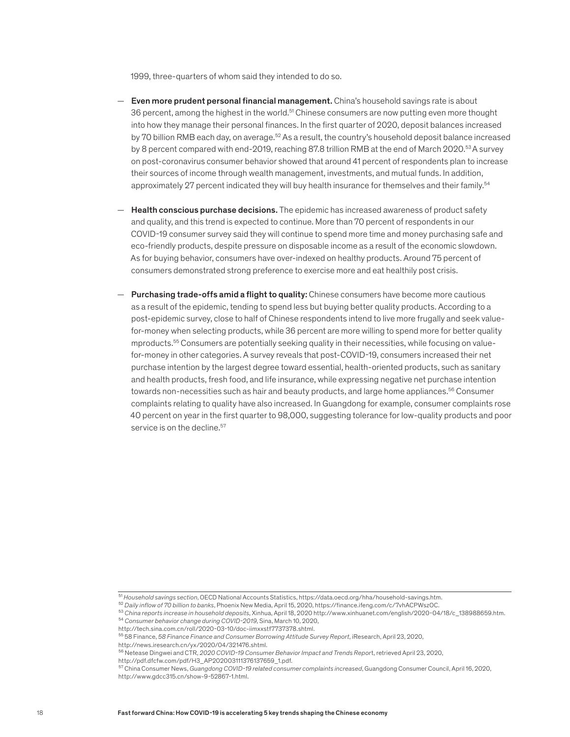1999, three-quarters of whom said they intended to do so.

— **Even more prudent personal financial management.** China's household savings rate is about 36 percent, among the highest in the world.[51] Chinese consumers are now putting even more thought into how they manage their personal finances. In the first quarter of 2020, deposit balances increased by 70 billion RMB each day, on average.[52] As a result, the country's household deposit balance increased by 8 percent compared with end-2019, reaching 87.8 trillion RMB at the end of March 2020.[53] A survey on post-coronavirus consumer behavior showed that around 41 percent of respondents plan to increase their sources of income through wealth management, investments, and mutual funds. In addition, approximately 27 percent indicated they will buy health insurance for themselves and their family.[54]

— **Health conscious purchase decisions.** The epidemic has increased awareness of product safety and quality, and this trend is expected to continue. More than 70 percent of respondents in our COVID-19 consumer survey said they will continue to spend more time and money purchasing safe and eco-friendly products, despite pressure on disposable income as a result of the economic slowdown. As for buying behavior, consumers have over-indexed on healthy products. Around 75 percent of consumers demonstrated strong preference to exercise more and eat healthily post crisis.

— **Purchasing trade-offs amid a flight to quality:** Chinese consumers have become more cautious as a result of the epidemic, tending to spend less but buying better quality products. According to a post-epidemic survey, close to half of Chinese respondents intend to live more frugally and seek value-for-money when selecting products, while 36 percent are more willing to spend more for better quality mproducts.[55] Consumers are potentially seeking quality in their necessities, while focusing on value-for-money in other categories. A survey reveals that post-COVID-19, consumers increased their net purchase intention by the largest degree toward essential, health-oriented products, such as sanitary and health products, fresh food, and life insurance, while expressing negative net purchase intention towards non-necessities such as hair and beauty products, and large home appliances.[56] Consumer complaints relating to quality have also increased. In Guangdong for example, consumer complaints rose 40 percent on year in the first quarter to 98,000, suggesting tolerance for low-quality products and poor service is on the decline.[57]

---

[51] *Household savings section*, OECD National Accounts Statistics, https://data.oecd.org/hha/household-savings.htm.
[52] *Daily inflow of 70 billion to banks*, Phoenix New Media, April 15, 2020, https://finance.ifeng.com/c/7vhACPWszOC.
[53] *China reports increase in household deposits*, Xinhua, April 18, 2020 http://www.xinhuanet.com/english/2020-04/18/c_138988659.htm.
[54] *Consumer behavior change during COVID-2019*, Sina, March 10, 2020, http://tech.sina.com.cn/roll/2020-03-10/doc-iimxxstf7737378.shtml.
[55] 58 Finance, *58 Finance Finance and Consumer Borrowing Attitude Survey Report*, iResearch, April 23, 2020, http://news.iresearch.cn/yx/2020/04/321476.shtml.
[56] Netease Dingwei and CTR, *2020 COVID-19 Consumer Behavior Impact and Trends Report*, retrieved April 23, 2020, http://pdf.dfcfw.com/pdf/H3_AP202003111376137659_1.pdf.
[57] China Consumer News, *Guangdong COVID-19 related consumer complaints increased*, Guangdong Consumer Council, April 16, 2020, http://www.gdcc315.cn/show-9-52867-1.html.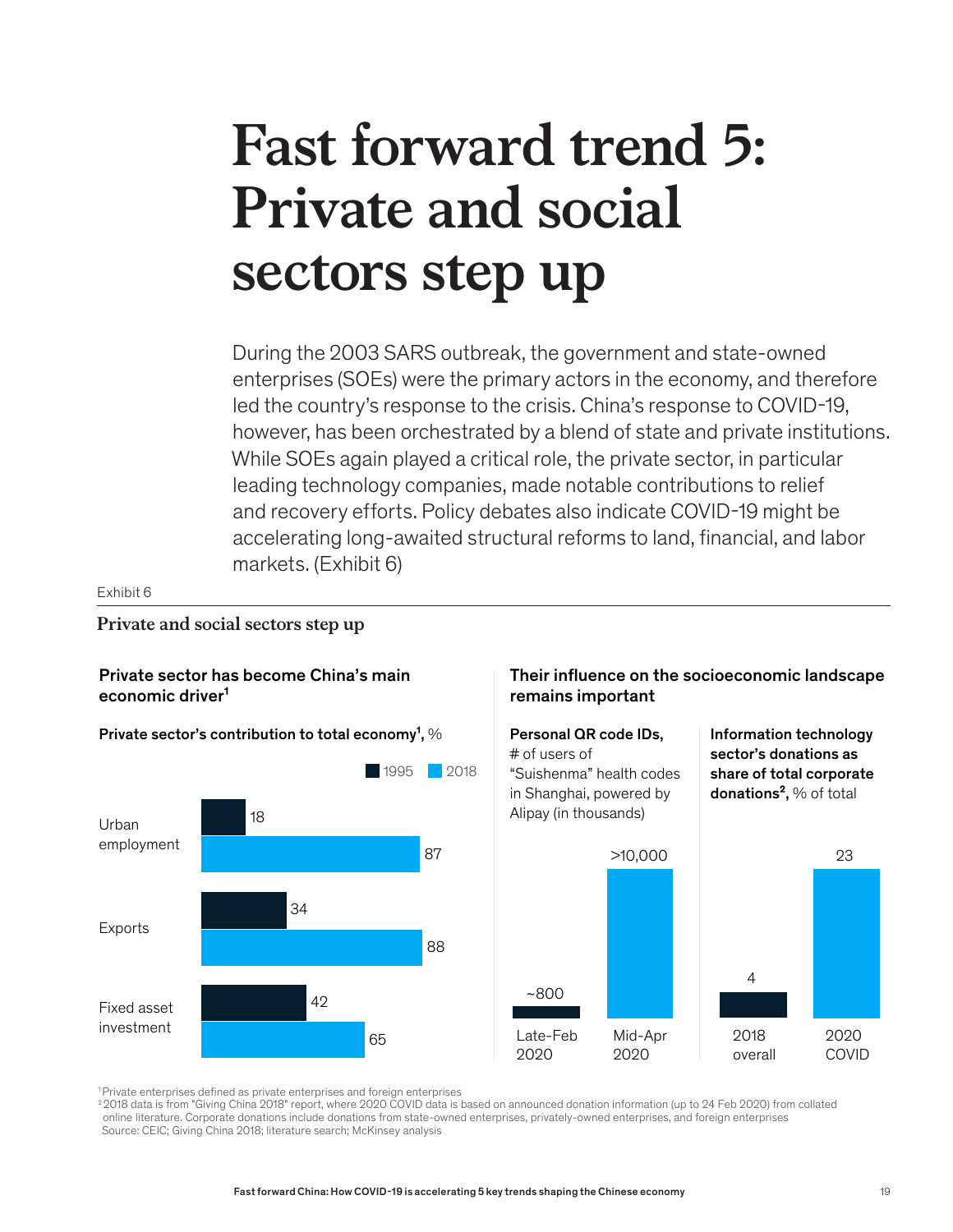# Fast forward trend 5: Private and social sectors step up

During the 2003 SARS outbreak, the government and state-owned enterprises (SOEs) were the primary actors in the economy, and therefore led the country's response to the crisis. China's response to COVID-19, however, has been orchestrated by a blend of state and private institutions. While SOEs again played a critical role, the private sector, in particular leading technology companies, made notable contributions to relief and recovery efforts. Policy debates also indicate COVID-19 might be accelerating long-awaited structural reforms to land, financial, and labor markets. (Exhibit 6)

Exhibit 6

**Private and social sectors step up**

**Private sector has become China's main economic driver[1]**

**Private sector's contribution to total economy[1],** %

| | 1995 | 2018 |
|---|---|---|
| Urban employment | 18 | 87 |
| Exports | 34 | 88 |
| Fixed asset investment | 42 | 65 |

**Their influence on the socioeconomic landscape remains important**

**Personal QR code IDs,** # of users of "Suishenma" health codes in Shanghai, powered by Alipay (in thousands)

| Late-Feb 2020 | Mid-Apr 2020 |
|---|---|
| ~800 | >10,000 |

**Information technology sector's donations as share of total corporate donations[2],** % of total

| 2018 overall | 2020 COVID |
|---|---|
| 4 | 23 |

[1] Private enterprises defined as private enterprises and foreign enterprises
[2] 2018 data is from "Giving China 2018" report, where 2020 COVID data is based on announced donation information (up to 24 Feb 2020) from collated online literature. Corporate donations include donations from state-owned enterprises, privately-owned enterprises, and foreign enterprises
Source: CEIC; Giving China 2018; literature search; McKinsey analysis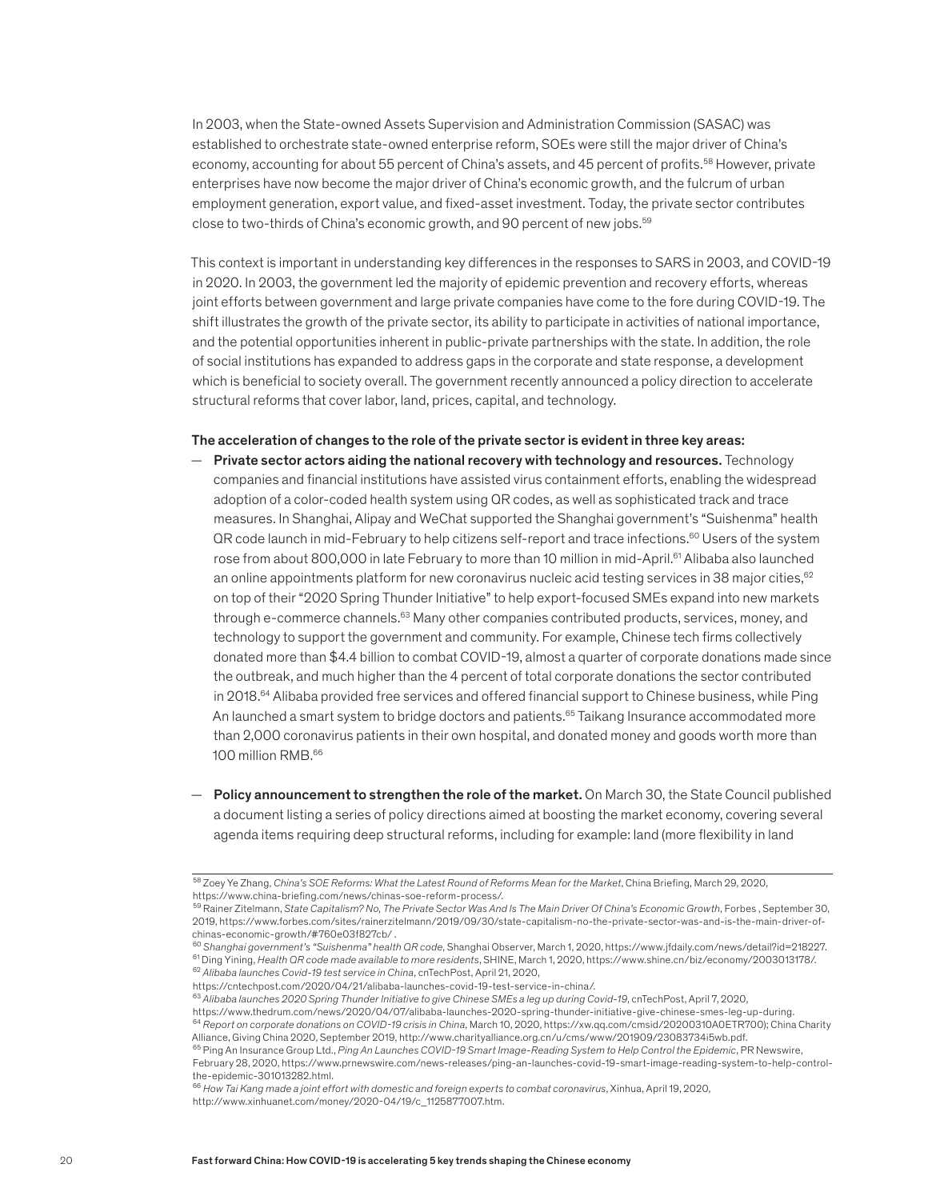In 2003, when the State-owned Assets Supervision and Administration Commission (SASAC) was established to orchestrate state-owned enterprise reform, SOEs were still the major driver of China's economy, accounting for about 55 percent of China's assets, and 45 percent of profits.[58] However, private enterprises have now become the major driver of China's economic growth, and the fulcrum of urban employment generation, export value, and fixed-asset investment. Today, the private sector contributes close to two-thirds of China's economic growth, and 90 percent of new jobs.[59]

This context is important in understanding key differences in the responses to SARS in 2003, and COVID-19 in 2020. In 2003, the government led the majority of epidemic prevention and recovery efforts, whereas joint efforts between government and large private companies have come to the fore during COVID-19. The shift illustrates the growth of the private sector, its ability to participate in activities of national importance, and the potential opportunities inherent in public-private partnerships with the state. In addition, the role of social institutions has expanded to address gaps in the corporate and state response, a development which is beneficial to society overall. The government recently announced a policy direction to accelerate structural reforms that cover labor, land, prices, capital, and technology.

**The acceleration of changes to the role of the private sector is evident in three key areas:**

— **Private sector actors aiding the national recovery with technology and resources.** Technology companies and financial institutions have assisted virus containment efforts, enabling the widespread adoption of a color-coded health system using QR codes, as well as sophisticated track and trace measures. In Shanghai, Alipay and WeChat supported the Shanghai government's "Suishenma" health QR code launch in mid-February to help citizens self-report and trace infections.[60] Users of the system rose from about 800,000 in late February to more than 10 million in mid-April.[61] Alibaba also launched an online appointments platform for new coronavirus nucleic acid testing services in 38 major cities,[62] on top of their "2020 Spring Thunder Initiative" to help export-focused SMEs expand into new markets through e-commerce channels.[63] Many other companies contributed products, services, money, and technology to support the government and community. For example, Chinese tech firms collectively donated more than $4.4 billion to combat COVID-19, almost a quarter of corporate donations made since the outbreak, and much higher than the 4 percent of total corporate donations the sector contributed in 2018.[64] Alibaba provided free services and offered financial support to Chinese business, while Ping An launched a smart system to bridge doctors and patients.[65] Taikang Insurance accommodated more than 2,000 coronavirus patients in their own hospital, and donated money and goods worth more than 100 million RMB.[66]

— **Policy announcement to strengthen the role of the market.** On March 30, the State Council published a document listing a series of policy directions aimed at boosting the market economy, covering several agenda items requiring deep structural reforms, including for example: land (more flexibility in land

---

[58] Zoey Ye Zhang, *China's SOE Reforms: What the Latest Round of Reforms Mean for the Market*, China Briefing, March 29, 2020, https://www.china-briefing.com/news/chinas-soe-reform-process/.

[59] Rainer Zitelmann, *State Capitalism? No, The Private Sector Was And Is The Main Driver Of China's Economic Growth*, Forbes , September 30, 2019, https://www.forbes.com/sites/rainerzitelmann/2019/09/30/state-capitalism-no-the-private-sector-was-and-is-the-main-driver-of-chinas-economic-growth/#760e03f827cb/ .

[60] *Shanghai government's "Suishenma" health QR code*, Shanghai Observer, March 1, 2020, https://www.jfdaily.com/news/detail?id=218227.

[61] Ding Yining, *Health QR code made available to more residents*, SHINE, March 1, 2020, https://www.shine.cn/biz/economy/2003013178/.

[62] *Alibaba launches Covid-19 test service in China*, cnTechPost, April 21, 2020, https://cntechpost.com/2020/04/21/alibaba-launches-covid-19-test-service-in-china/.

[63] *Alibaba launches 2020 Spring Thunder Initiative to give Chinese SMEs a leg up during Covid-19*, cnTechPost, April 7, 2020, https://www.thedrum.com/news/2020/04/07/alibaba-launches-2020-spring-thunder-initiative-give-chinese-smes-leg-up-during.

[64] *Report on corporate donations on COVID-19 crisis in China*, March 10, 2020, https://xw.qq.com/cmsid/20200310A0ETR700); China Charity Alliance, Giving China 2020, September 2019, http://www.charityalliance.org.cn/u/cms/www/201909/23083734i5wb.pdf.

[65] Ping An Insurance Group Ltd., *Ping An Launches COVID-19 Smart Image-Reading System to Help Control the Epidemic*, PR Newswire, February 28, 2020, https://www.prnewswire.com/news-releases/ping-an-launches-covid-19-smart-image-reading-system-to-help-control-the-epidemic-301013282.html.

[66] *How Tai Kang made a joint effort with domestic and foreign experts to combat coronavirus*, Xinhua, April 19, 2020, http://www.xinhuanet.com/money/2020-04/19/c_1125877007.htm.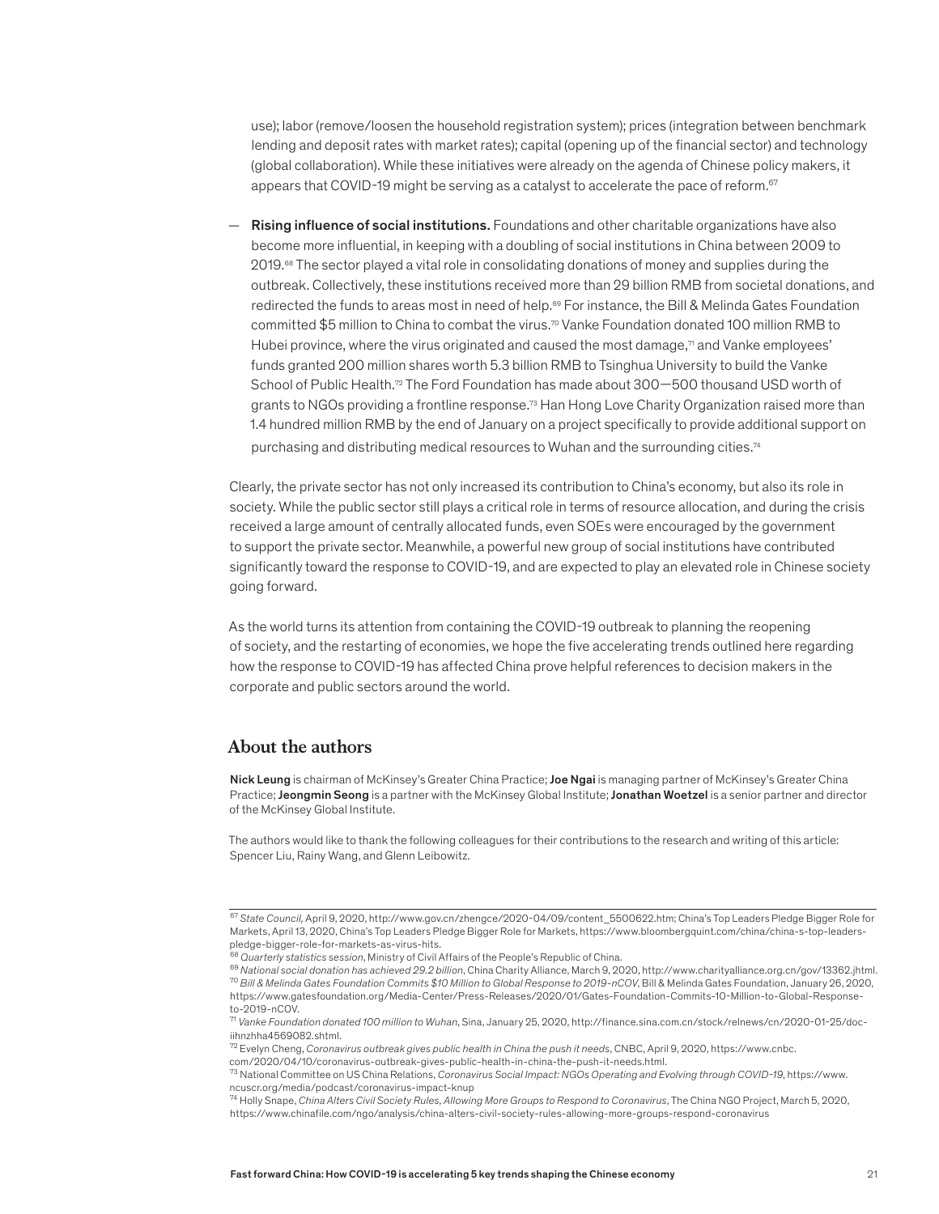use); labor (remove/loosen the household registration system); prices (integration between benchmark lending and deposit rates with market rates); capital (opening up of the financial sector) and technology (global collaboration). While these initiatives were already on the agenda of Chinese policy makers, it appears that COVID-19 might be serving as a catalyst to accelerate the pace of reform.[67]

— **Rising influence of social institutions.** Foundations and other charitable organizations have also become more influential, in keeping with a doubling of social institutions in China between 2009 to 2019.[68] The sector played a vital role in consolidating donations of money and supplies during the outbreak. Collectively, these institutions received more than 29 billion RMB from societal donations, and redirected the funds to areas most in need of help.[69] For instance, the Bill & Melinda Gates Foundation committed $5 million to China to combat the virus.[70] Vanke Foundation donated 100 million RMB to Hubei province, where the virus originated and caused the most damage,[71] and Vanke employees' funds granted 200 million shares worth 5.3 billion RMB to Tsinghua University to build the Vanke School of Public Health.[72] The Ford Foundation has made about 300—500 thousand USD worth of grants to NGOs providing a frontline response.[73] Han Hong Love Charity Organization raised more than 1.4 hundred million RMB by the end of January on a project specifically to provide additional support on purchasing and distributing medical resources to Wuhan and the surrounding cities.[74]

Clearly, the private sector has not only increased its contribution to China's economy, but also its role in society. While the public sector still plays a critical role in terms of resource allocation, and during the crisis received a large amount of centrally allocated funds, even SOEs were encouraged by the government to support the private sector. Meanwhile, a powerful new group of social institutions have contributed significantly toward the response to COVID-19, and are expected to play an elevated role in Chinese society going forward.

As the world turns its attention from containing the COVID-19 outbreak to planning the reopening of society, and the restarting of economies, we hope the five accelerating trends outlined here regarding how the response to COVID-19 has affected China prove helpful references to decision makers in the corporate and public sectors around the world.

## About the authors

**Nick Leung** is chairman of McKinsey's Greater China Practice; **Joe Ngai** is managing partner of McKinsey's Greater China Practice; **Jeongmin Seong** is a partner with the McKinsey Global Institute; **Jonathan Woetzel** is a senior partner and director of the McKinsey Global Institute.

The authors would like to thank the following colleagues for their contributions to the research and writing of this article: Spencer Liu, Rainy Wang, and Glenn Leibowitz.

---

[67] *State Council,* April 9, 2020, http://www.gov.cn/zhengce/2020-04/09/content_5500622.htm; China's Top Leaders Pledge Bigger Role for Markets, April 13, 2020, China's Top Leaders Pledge Bigger Role for Markets, https://www.bloombergquint.com/china/china-s-top-leaders-pledge-bigger-role-for-markets-as-virus-hits.

[68] *Quarterly statistics session*, Ministry of Civil Affairs of the People's Republic of China.

[69] *National social donation has achieved 29.2 billion*, China Charity Alliance, March 9, 2020, http://www.charityalliance.org.cn/gov/13362.jhtml.

[70] *Bill & Melinda Gates Foundation Commits $10 Million to Global Response to 2019-nCOV*, Bill & Melinda Gates Foundation, January 26, 2020, https://www.gatesfoundation.org/Media-Center/Press-Releases/2020/01/Gates-Foundation-Commits-10-Million-to-Global-Response-to-2019-nCOV.

[71] *Vanke Foundation donated 100 million to Wuhan*, Sina, January 25, 2020, http://finance.sina.com.cn/stock/relnews/cn/2020-01-25/doc-iihnzhha4569082.shtml.

[72] Evelyn Cheng, *Coronavirus outbreak gives public health in China the push it needs*, CNBC, April 9, 2020, https://www.cnbc.com/2020/04/10/coronavirus-outbreak-gives-public-health-in-china-the-push-it-needs.html.

[73] National Committee on US China Relations, *Coronavirus Social Impact: NGOs Operating and Evolving through COVID-19*, https://www.ncuscr.org/media/podcast/coronavirus-impact-knup

[74] Holly Snape, *China Alters Civil Society Rules, Allowing More Groups to Respond to Coronavirus*, The China NGO Project, March 5, 2020, https://www.chinafile.com/ngo/analysis/china-alters-civil-society-rules-allowing-more-groups-respond-coronavirus